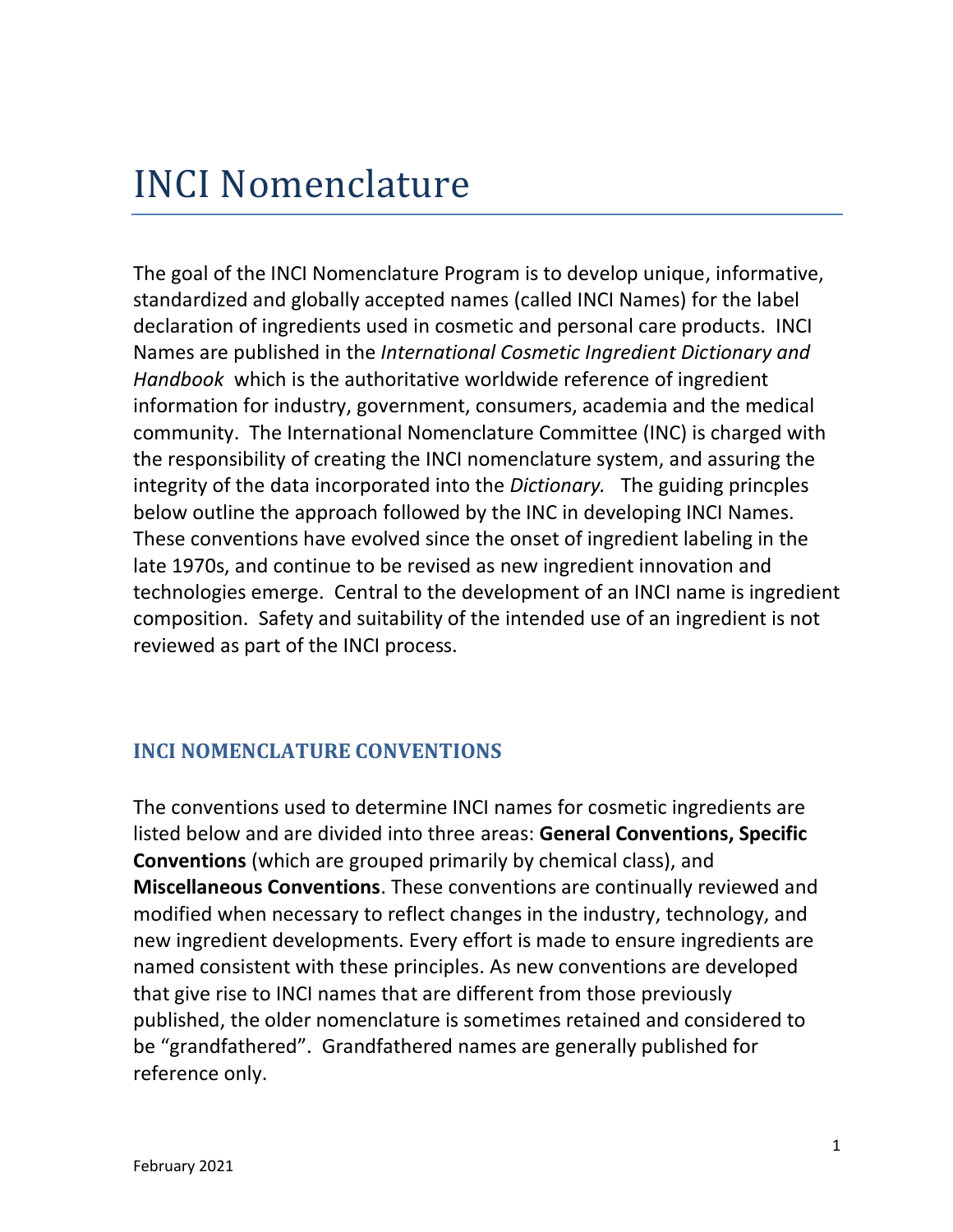# INCI Nomenclature

The goal of the INCI Nomenclature Program is to develop unique, informative, standardized and globally accepted names (called INCI Names) for the label declaration of ingredients used in cosmetic and personal care products. INCI Names are published in the *International Cosmetic Ingredient Dictionary and Handbook* which is the authoritative worldwide reference of ingredient information for industry, government, consumers, academia and the medical community. The International Nomenclature Committee (INC) is charged with the responsibility of creating the INCI nomenclature system, and assuring the integrity of the data incorporated into the *Dictionary.* The guiding princples below outline the approach followed by the INC in developing INCI Names. These conventions have evolved since the onset of ingredient labeling in the late 1970s, and continue to be revised as new ingredient innovation and technologies emerge. Central to the development of an INCI name is ingredient composition. Safety and suitability of the intended use of an ingredient is not reviewed as part of the INCI process.

## INCI NOMENCLATURE CONVENTIONS

The conventions used to determine INCI names for cosmetic ingredients are listed below and are divided into three areas: **General Conventions, Specific Conventions** (which are grouped primarily by chemical class), and **Miscellaneous Conventions**. These conventions are continually reviewed and modified when necessary to reflect changes in the industry, technology, and new ingredient developments. Every effort is made to ensure ingredients are named consistent with these principles. As new conventions are developed that give rise to INCI names that are different from those previously published, the older nomenclature is sometimes retained and considered to be "grandfathered". Grandfathered names are generally published for reference only.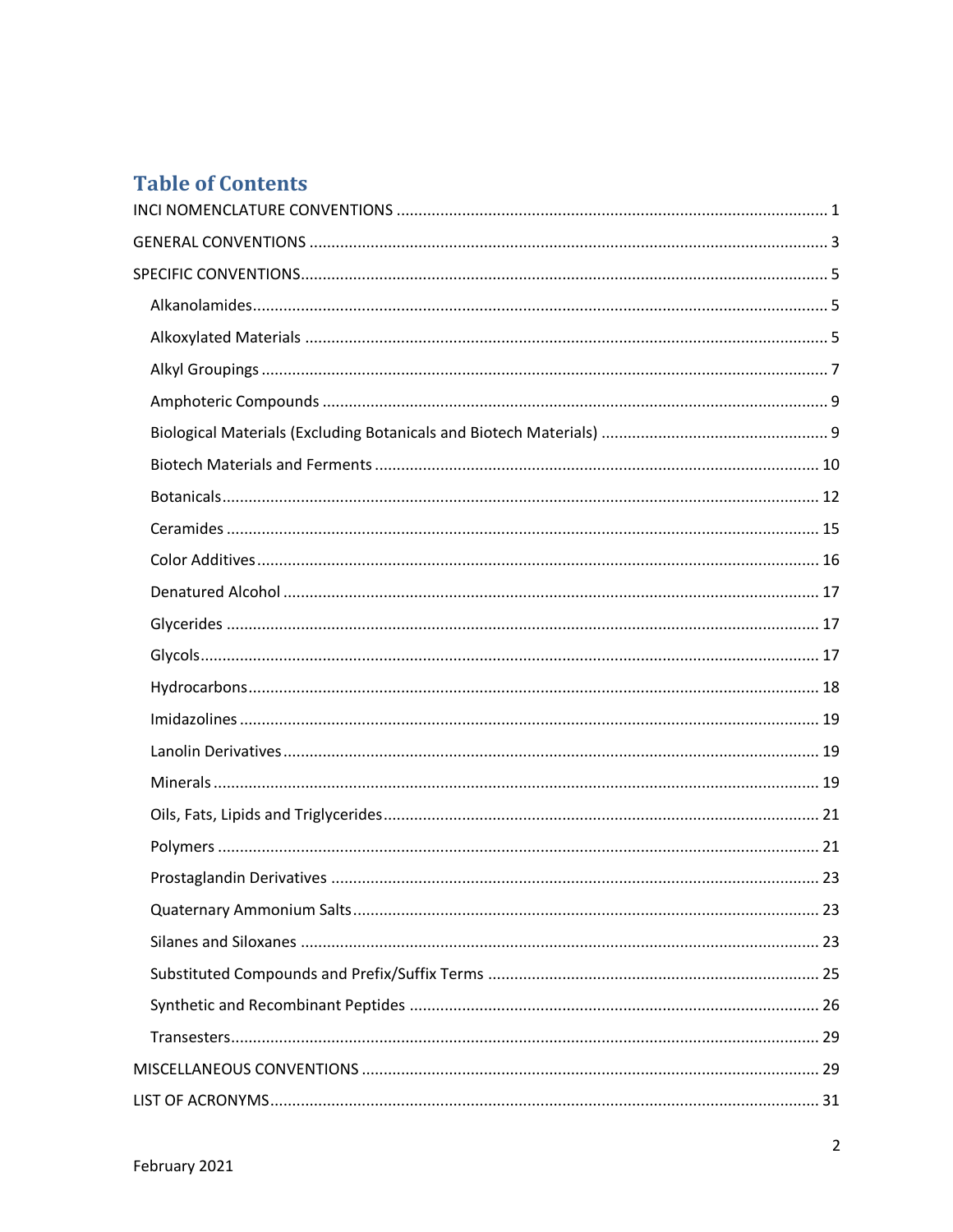# Table of Contents

INCI NOMENCLATURE CONVENTIONS ... 1

GENERAL CONVENTIONS ... 3

SPECIFIC CONVENTIONS ... 5

- Alkanolamides ... 5
- Alkoxylated Materials ... 5
- Alkyl Groupings ... 7
- Amphoteric Compounds ... 9
- Biological Materials (Excluding Botanicals and Biotech Materials) ... 9
- Biotech Materials and Ferments ... 10
- Botanicals ... 12
- Ceramides ... 15
- Color Additives ... 16
- Denatured Alcohol ... 17
- Glycerides ... 17
- Glycols ... 17
- Hydrocarbons ... 18
- Imidazolines ... 19
- Lanolin Derivatives ... 19
- Minerals ... 19
- Oils, Fats, Lipids and Triglycerides ... 21
- Polymers ... 21
- Prostaglandin Derivatives ... 23
- Quaternary Ammonium Salts ... 23
- Silanes and Siloxanes ... 23
- Substituted Compounds and Prefix/Suffix Terms ... 25
- Synthetic and Recombinant Peptides ... 26
- Transesters ... 29

MISCELLANEOUS CONVENTIONS ... 29

LIST OF ACRONYMS ... 31

February 2021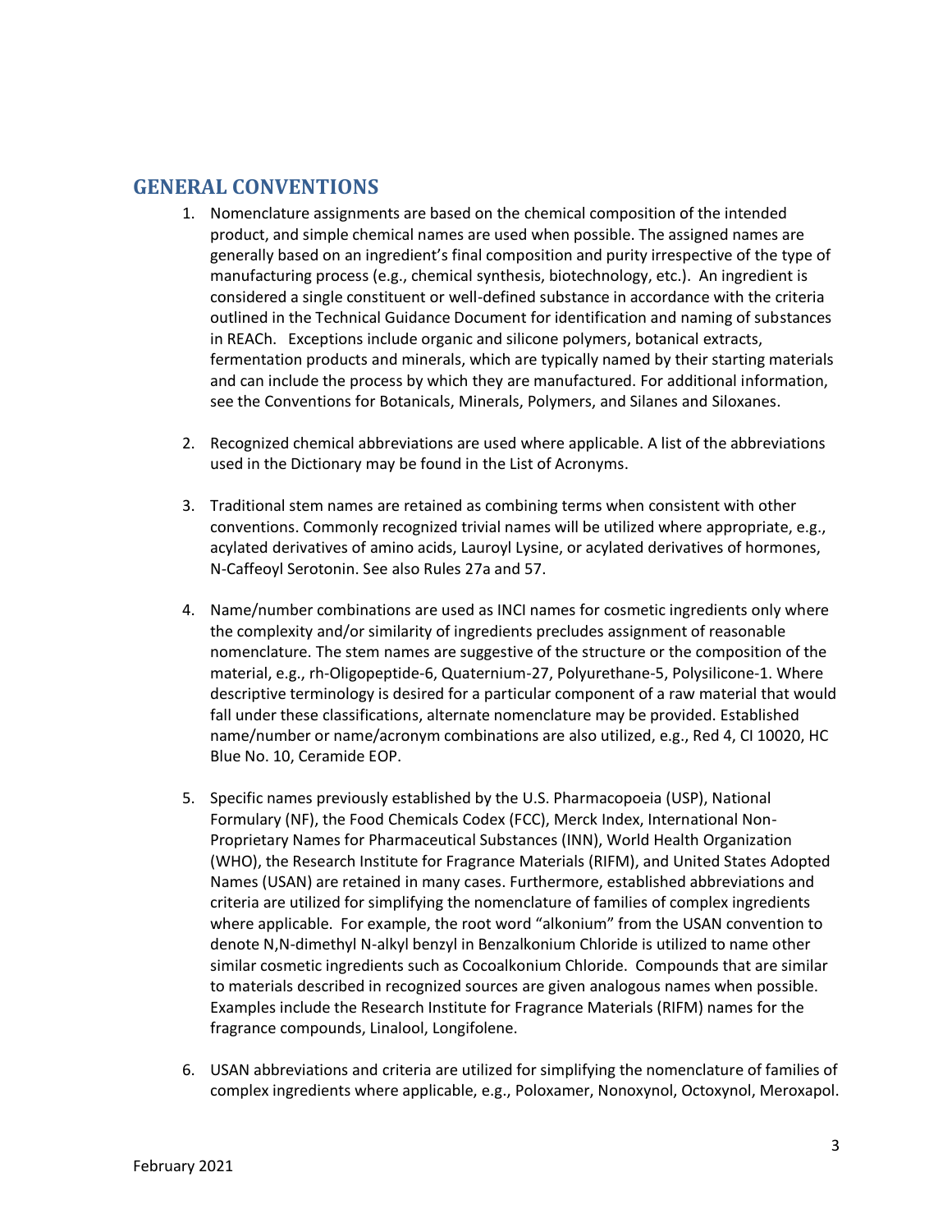## GENERAL CONVENTIONS

1. Nomenclature assignments are based on the chemical composition of the intended product, and simple chemical names are used when possible. The assigned names are generally based on an ingredient's final composition and purity irrespective of the type of manufacturing process (e.g., chemical synthesis, biotechnology, etc.). An ingredient is considered a single constituent or well-defined substance in accordance with the criteria outlined in the Technical Guidance Document for identification and naming of substances in REACh. Exceptions include organic and silicone polymers, botanical extracts, fermentation products and minerals, which are typically named by their starting materials and can include the process by which they are manufactured. For additional information, see the Conventions for Botanicals, Minerals, Polymers, and Silanes and Siloxanes.

2. Recognized chemical abbreviations are used where applicable. A list of the abbreviations used in the Dictionary may be found in the List of Acronyms.

3. Traditional stem names are retained as combining terms when consistent with other conventions. Commonly recognized trivial names will be utilized where appropriate, e.g., acylated derivatives of amino acids, Lauroyl Lysine, or acylated derivatives of hormones, N-Caffeoyl Serotonin. See also Rules 27a and 57.

4. Name/number combinations are used as INCI names for cosmetic ingredients only where the complexity and/or similarity of ingredients precludes assignment of reasonable nomenclature. The stem names are suggestive of the structure or the composition of the material, e.g., rh-Oligopeptide-6, Quaternium-27, Polyurethane-5, Polysilicone-1. Where descriptive terminology is desired for a particular component of a raw material that would fall under these classifications, alternate nomenclature may be provided. Established name/number or name/acronym combinations are also utilized, e.g., Red 4, CI 10020, HC Blue No. 10, Ceramide EOP.

5. Specific names previously established by the U.S. Pharmacopoeia (USP), National Formulary (NF), the Food Chemicals Codex (FCC), Merck Index, International Non-Proprietary Names for Pharmaceutical Substances (INN), World Health Organization (WHO), the Research Institute for Fragrance Materials (RIFM), and United States Adopted Names (USAN) are retained in many cases. Furthermore, established abbreviations and criteria are utilized for simplifying the nomenclature of families of complex ingredients where applicable. For example, the root word "alkonium" from the USAN convention to denote N,N-dimethyl N-alkyl benzyl in Benzalkonium Chloride is utilized to name other similar cosmetic ingredients such as Cocoalkonium Chloride. Compounds that are similar to materials described in recognized sources are given analogous names when possible. Examples include the Research Institute for Fragrance Materials (RIFM) names for the fragrance compounds, Linalool, Longifolene.

6. USAN abbreviations and criteria are utilized for simplifying the nomenclature of families of complex ingredients where applicable, e.g., Poloxamer, Nonoxynol, Octoxynol, Meroxapol.

February 2021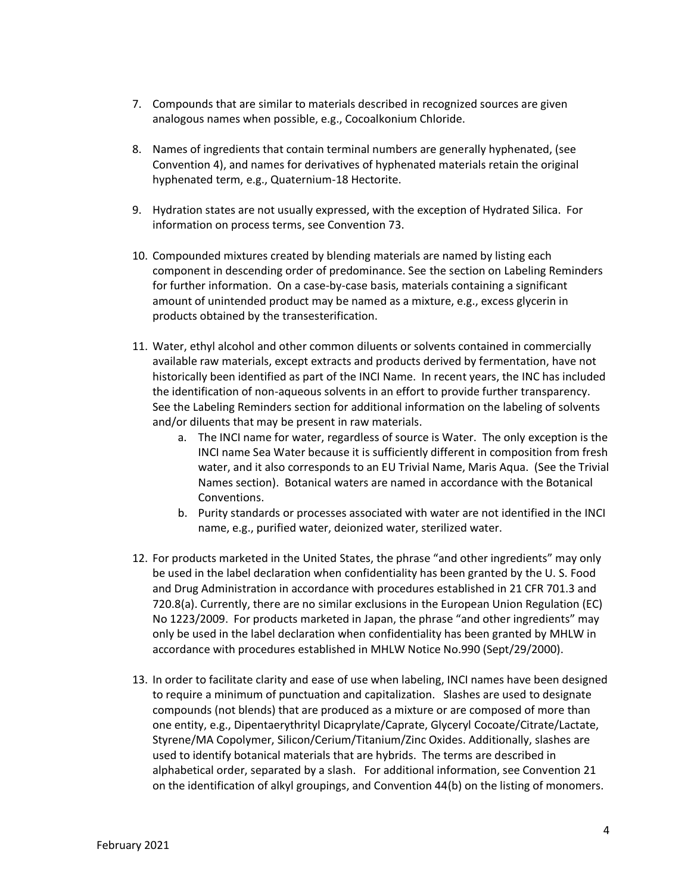7. Compounds that are similar to materials described in recognized sources are given analogous names when possible, e.g., Cocoalkonium Chloride.

8. Names of ingredients that contain terminal numbers are generally hyphenated, (see Convention 4), and names for derivatives of hyphenated materials retain the original hyphenated term, e.g., Quaternium-18 Hectorite.

9. Hydration states are not usually expressed, with the exception of Hydrated Silica. For information on process terms, see Convention 73.

10. Compounded mixtures created by blending materials are named by listing each component in descending order of predominance. See the section on Labeling Reminders for further information. On a case-by-case basis, materials containing a significant amount of unintended product may be named as a mixture, e.g., excess glycerin in products obtained by the transesterification.

11. Water, ethyl alcohol and other common diluents or solvents contained in commercially available raw materials, except extracts and products derived by fermentation, have not historically been identified as part of the INCI Name. In recent years, the INC has included the identification of non-aqueous solvents in an effort to provide further transparency. See the Labeling Reminders section for additional information on the labeling of solvents and/or diluents that may be present in raw materials.
    a. The INCI name for water, regardless of source is Water. The only exception is the INCI name Sea Water because it is sufficiently different in composition from fresh water, and it also corresponds to an EU Trivial Name, Maris Aqua. (See the Trivial Names section). Botanical waters are named in accordance with the Botanical Conventions.
    b. Purity standards or processes associated with water are not identified in the INCI name, e.g., purified water, deionized water, sterilized water.

12. For products marketed in the United States, the phrase "and other ingredients" may only be used in the label declaration when confidentiality has been granted by the U. S. Food and Drug Administration in accordance with procedures established in 21 CFR 701.3 and 720.8(a). Currently, there are no similar exclusions in the European Union Regulation (EC) No 1223/2009. For products marketed in Japan, the phrase "and other ingredients" may only be used in the label declaration when confidentiality has been granted by MHLW in accordance with procedures established in MHLW Notice No.990 (Sept/29/2000).

13. In order to facilitate clarity and ease of use when labeling, INCI names have been designed to require a minimum of punctuation and capitalization. Slashes are used to designate compounds (not blends) that are produced as a mixture or are composed of more than one entity, e.g., Dipentaerythrityl Dicaprylate/Caprate, Glyceryl Cocoate/Citrate/Lactate, Styrene/MA Copolymer, Silicon/Cerium/Titanium/Zinc Oxides. Additionally, slashes are used to identify botanical materials that are hybrids. The terms are described in alphabetical order, separated by a slash. For additional information, see Convention 21 on the identification of alkyl groupings, and Convention 44(b) on the listing of monomers.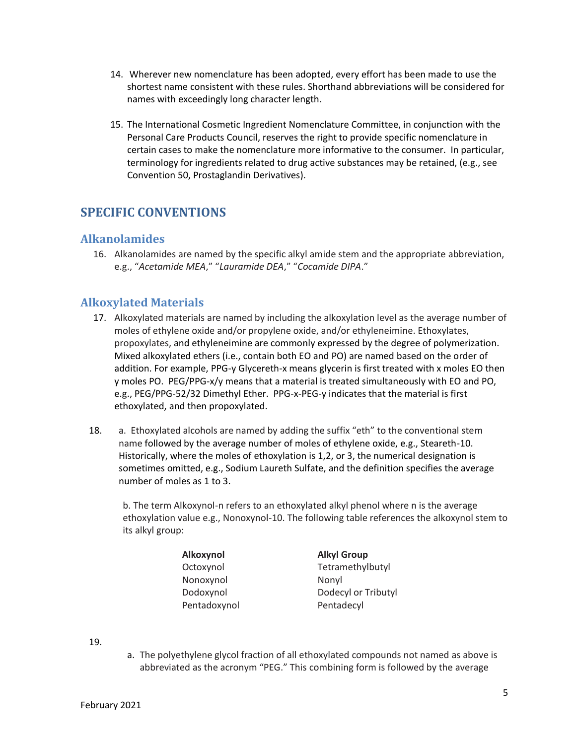14. Wherever new nomenclature has been adopted, every effort has been made to use the shortest name consistent with these rules. Shorthand abbreviations will be considered for names with exceedingly long character length.

15. The International Cosmetic Ingredient Nomenclature Committee, in conjunction with the Personal Care Products Council, reserves the right to provide specific nomenclature in certain cases to make the nomenclature more informative to the consumer. In particular, terminology for ingredients related to drug active substances may be retained, (e.g., see Convention 50, Prostaglandin Derivatives).

## SPECIFIC CONVENTIONS

### Alkanolamides

16. Alkanolamides are named by the specific alkyl amide stem and the appropriate abbreviation, e.g., "*Acetamide MEA*," "*Lauramide DEA*," "*Cocamide DIPA*."

### Alkoxylated Materials

17. Alkoxylated materials are named by including the alkoxylation level as the average number of moles of ethylene oxide and/or propylene oxide, and/or ethyleneimine. Ethoxylates, propoxylates, and ethyleneimine are commonly expressed by the degree of polymerization. Mixed alkoxylated ethers (i.e., contain both EO and PO) are named based on the order of addition. For example, PPG-y Glycereth-x means glycerin is first treated with x moles EO then y moles PO. PEG/PPG-x/y means that a material is treated simultaneously with EO and PO, e.g., PEG/PPG-52/32 Dimethyl Ether. PPG-x-PEG-y indicates that the material is first ethoxylated, and then propoxylated.

18. a. Ethoxylated alcohols are named by adding the suffix "eth" to the conventional stem name followed by the average number of moles of ethylene oxide, e.g., Steareth-10. Historically, where the moles of ethoxylation is 1,2, or 3, the numerical designation is sometimes omitted, e.g., Sodium Laureth Sulfate, and the definition specifies the average number of moles as 1 to 3.

    b. The term Alkoxynol-n refers to an ethoxylated alkyl phenol where n is the average ethoxylation value e.g., Nonoxynol-10. The following table references the alkoxynol stem to its alkyl group:

| Alkoxynol | Alkyl Group |
|---|---|
| Octoxynol | Tetramethylbutyl |
| Nonoxynol | Nonyl |
| Dodoxynol | Dodecyl or Tributyl |
| Pentadoxynol | Pentadecyl |

19. 
    a. The polyethylene glycol fraction of all ethoxylated compounds not named as above is abbreviated as the acronym "PEG." This combining form is followed by the average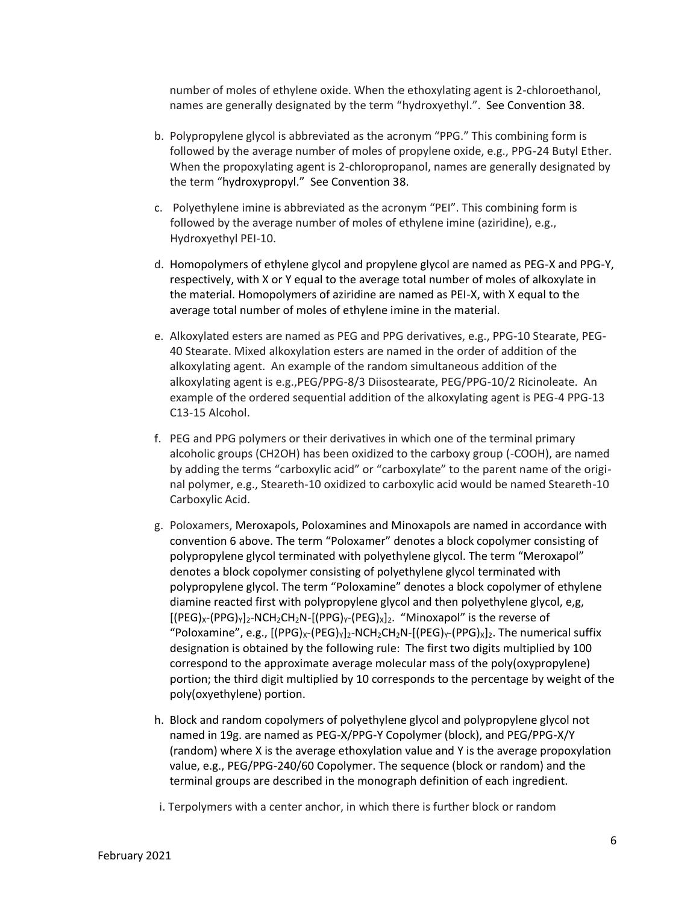number of moles of ethylene oxide. When the ethoxylating agent is 2-chloroethanol, names are generally designated by the term "hydroxyethyl.". See Convention 38.

b. Polypropylene glycol is abbreviated as the acronym "PPG." This combining form is followed by the average number of moles of propylene oxide, e.g., PPG-24 Butyl Ether. When the propoxylating agent is 2-chloropropanol, names are generally designated by the term "hydroxypropyl." See Convention 38.

c. Polyethylene imine is abbreviated as the acronym "PEI". This combining form is followed by the average number of moles of ethylene imine (aziridine), e.g., Hydroxyethyl PEI-10.

d. Homopolymers of ethylene glycol and propylene glycol are named as PEG-X and PPG-Y, respectively, with X or Y equal to the average total number of moles of alkoxylate in the material. Homopolymers of aziridine are named as PEI-X, with X equal to the average total number of moles of ethylene imine in the material.

e. Alkoxylated esters are named as PEG and PPG derivatives, e.g., PPG-10 Stearate, PEG-40 Stearate. Mixed alkoxylation esters are named in the order of addition of the alkoxylating agent. An example of the random simultaneous addition of the alkoxylating agent is e.g.,PEG/PPG-8/3 Diisostearate, PEG/PPG-10/2 Ricinoleate. An example of the ordered sequential addition of the alkoxylating agent is PEG-4 PPG-13 C13-15 Alcohol.

f. PEG and PPG polymers or their derivatives in which one of the terminal primary alcoholic groups (CH2OH) has been oxidized to the carboxy group (-COOH), are named by adding the terms "carboxylic acid" or "carboxylate" to the parent name of the original polymer, e.g., Steareth-10 oxidized to carboxylic acid would be named Steareth-10 Carboxylic Acid.

g. Poloxamers, Meroxapols, Poloxamines and Minoxapols are named in accordance with convention 6 above. The term "Poloxamer" denotes a block copolymer consisting of polypropylene glycol terminated with polyethylene glycol. The term "Meroxapol" denotes a block copolymer consisting of polyethylene glycol terminated with polypropylene glycol. The term "Poloxamine" denotes a block copolymer of ethylene diamine reacted first with polypropylene glycol and then polyethylene glycol, e,g, $[(PEG)_X\text{-}(PPG)_Y]_2\text{-}NCH_2CH_2N\text{-}[(PPG)_Y\text{-}(PEG)_X]_2$. "Minoxapol" is the reverse of "Poloxamine", e.g., $[(PPG)_X\text{-}(PEG)_Y]_2\text{-}NCH_2CH_2N\text{-}[(PEG)_Y\text{-}(PPG)_X]_2$. The numerical suffix designation is obtained by the following rule: The first two digits multiplied by 100 correspond to the approximate average molecular mass of the poly(oxypropylene) portion; the third digit multiplied by 10 corresponds to the percentage by weight of the poly(oxyethylene) portion.

h. Block and random copolymers of polyethylene glycol and polypropylene glycol not named in 19g. are named as PEG-X/PPG-Y Copolymer (block), and PEG/PPG-X/Y (random) where X is the average ethoxylation value and Y is the average propoxylation value, e.g., PEG/PPG-240/60 Copolymer. The sequence (block or random) and the terminal groups are described in the monograph definition of each ingredient.

i. Terpolymers with a center anchor, in which there is further block or random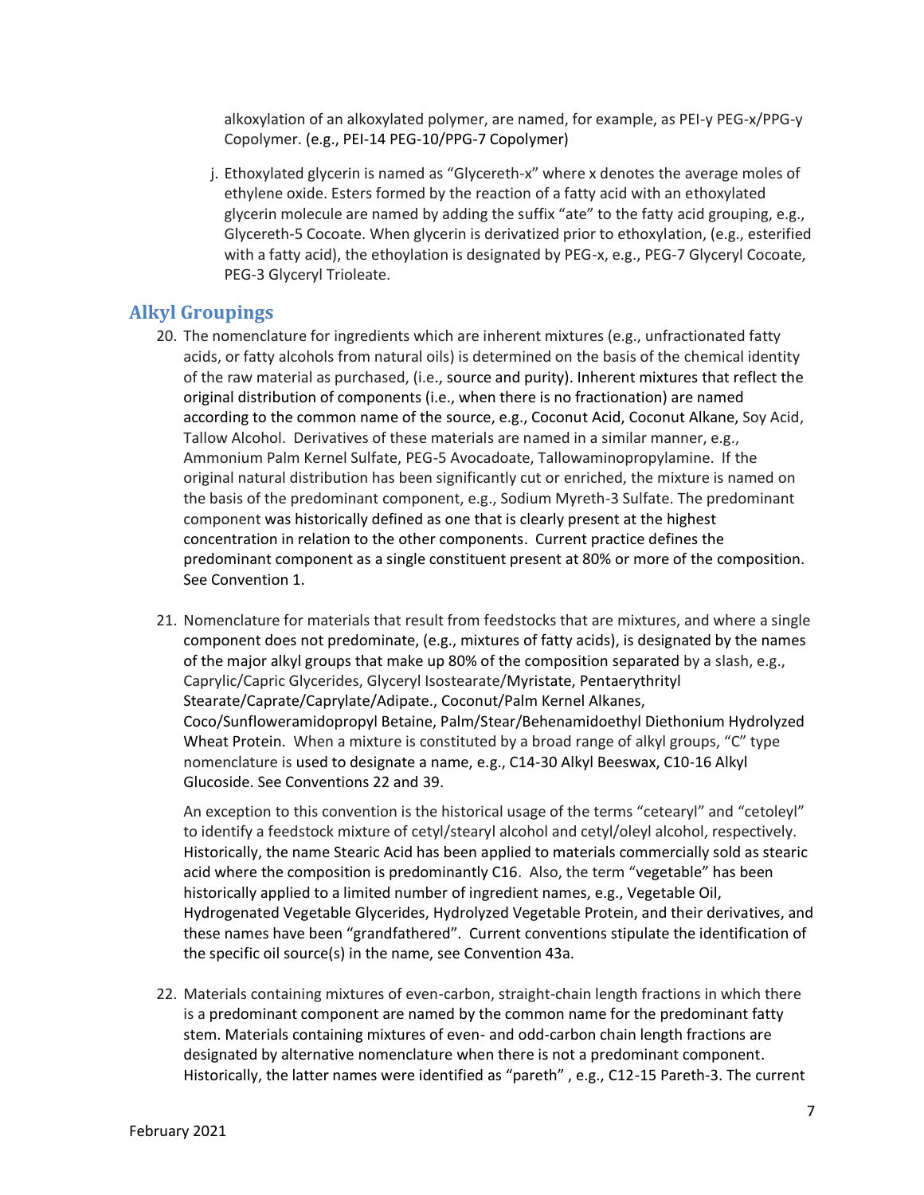alkoxylation of an alkoxylated polymer, are named, for example, as PEI-y PEG-x/PPG-y Copolymer. (e.g., PEI-14 PEG-10/PPG-7 Copolymer)

j. Ethoxylated glycerin is named as “Glycereth-x” where x denotes the average moles of ethylene oxide. Esters formed by the reaction of a fatty acid with an ethoxylated glycerin molecule are named by adding the suffix “ate” to the fatty acid grouping, e.g., Glycereth-5 Cocoate. When glycerin is derivatized prior to ethoxylation, (e.g., esterified with a fatty acid), the ethoylation is designated by PEG-x, e.g., PEG-7 Glyceryl Cocoate, PEG-3 Glyceryl Trioleate.

## Alkyl Groupings

20. The nomenclature for ingredients which are inherent mixtures (e.g., unfractionated fatty acids, or fatty alcohols from natural oils) is determined on the basis of the chemical identity of the raw material as purchased, (i.e., source and purity). Inherent mixtures that reflect the original distribution of components (i.e., when there is no fractionation) are named according to the common name of the source, e.g., Coconut Acid, Coconut Alkane, Soy Acid, Tallow Alcohol. Derivatives of these materials are named in a similar manner, e.g., Ammonium Palm Kernel Sulfate, PEG-5 Avocadoate, Tallowaminopropylamine. If the original natural distribution has been significantly cut or enriched, the mixture is named on the basis of the predominant component, e.g., Sodium Myreth-3 Sulfate. The predominant component was historically defined as one that is clearly present at the highest concentration in relation to the other components. Current practice defines the predominant component as a single constituent present at 80% or more of the composition. See Convention 1.

21. Nomenclature for materials that result from feedstocks that are mixtures, and where a single component does not predominate, (e.g., mixtures of fatty acids), is designated by the names of the major alkyl groups that make up 80% of the composition separated by a slash, e.g., Caprylic/Capric Glycerides, Glyceryl Isostearate/Myristate, Pentaerythrityl Stearate/Caprate/Caprylate/Adipate., Coconut/Palm Kernel Alkanes, Coco/Sunfloweramidopropyl Betaine, Palm/Stear/Behenamidoethyl Diethonium Hydrolyzed Wheat Protein. When a mixture is constituted by a broad range of alkyl groups, “C” type nomenclature is used to designate a name, e.g., C14-30 Alkyl Beeswax, C10-16 Alkyl Glucoside. See Conventions 22 and 39.

    An exception to this convention is the historical usage of the terms “cetearyl” and “cetoleyl” to identify a feedstock mixture of cetyl/stearyl alcohol and cetyl/oleyl alcohol, respectively. Historically, the name Stearic Acid has been applied to materials commercially sold as stearic acid where the composition is predominantly C16. Also, the term “vegetable” has been historically applied to a limited number of ingredient names, e.g., Vegetable Oil, Hydrogenated Vegetable Glycerides, Hydrolyzed Vegetable Protein, and their derivatives, and these names have been “grandfathered”. Current conventions stipulate the identification of the specific oil source(s) in the name, see Convention 43a.

22. Materials containing mixtures of even-carbon, straight-chain length fractions in which there is a predominant component are named by the common name for the predominant fatty stem. Materials containing mixtures of even- and odd-carbon chain length fractions are designated by alternative nomenclature when there is not a predominant component. Historically, the latter names were identified as “pareth” , e.g., C12-15 Pareth-3. The current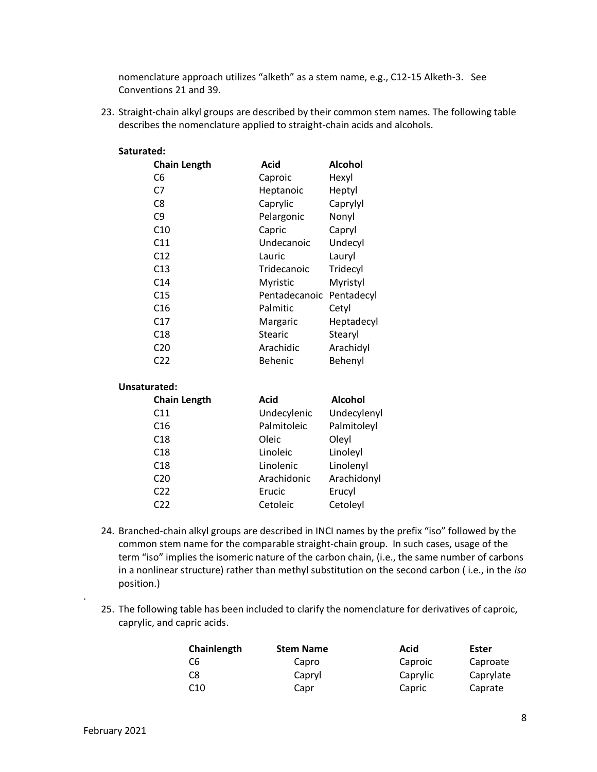nomenclature approach utilizes "alketh" as a stem name, e.g., C12-15 Alketh-3. See Conventions 21 and 39.

23. Straight-chain alkyl groups are described by their common stem names. The following table describes the nomenclature applied to straight-chain acids and alcohols.

**Saturated:**

| Chain Length | Acid | Alcohol |
|---|---|---|
| C6 | Caproic | Hexyl |
| C7 | Heptanoic | Heptyl |
| C8 | Caprylic | Caprylyl |
| C9 | Pelargonic | Nonyl |
| C10 | Capric | Capryl |
| C11 | Undecanoic | Undecyl |
| C12 | Lauric | Lauryl |
| C13 | Tridecanoic | Tridecyl |
| C14 | Myristic | Myristyl |
| C15 | Pentadecanoic | Pentadecyl |
| C16 | Palmitic | Cetyl |
| C17 | Margaric | Heptadecyl |
| C18 | Stearic | Stearyl |
| C20 | Arachidic | Arachidyl |
| C22 | Behenic | Behenyl |

**Unsaturated:**

| Chain Length | Acid | Alcohol |
|---|---|---|
| C11 | Undecylenic | Undecylenyl |
| C16 | Palmitoleic | Palmitoleyl |
| C18 | Oleic | Oleyl |
| C18 | Linoleic | Linoleyl |
| C18 | Linolenic | Linolenyl |
| C20 | Arachidonic | Arachidonyl |
| C22 | Erucic | Erucyl |
| C22 | Cetoleic | Cetoleyl |

24. Branched-chain alkyl groups are described in INCI names by the prefix "iso" followed by the common stem name for the comparable straight-chain group. In such cases, usage of the term "iso" implies the isomeric nature of the carbon chain, (i.e., the same number of carbons in a nonlinear structure) rather than methyl substitution on the second carbon ( i.e., in the *iso* position.)

25. The following table has been included to clarify the nomenclature for derivatives of caproic, caprylic, and capric acids.

| Chainlength | Stem Name | Acid | Ester |
|---|---|---|---|
| C6 | Capro | Caproic | Caproate |
| C8 | Capryl | Caprylic | Caprylate |
| C10 | Capr | Capric | Caprate |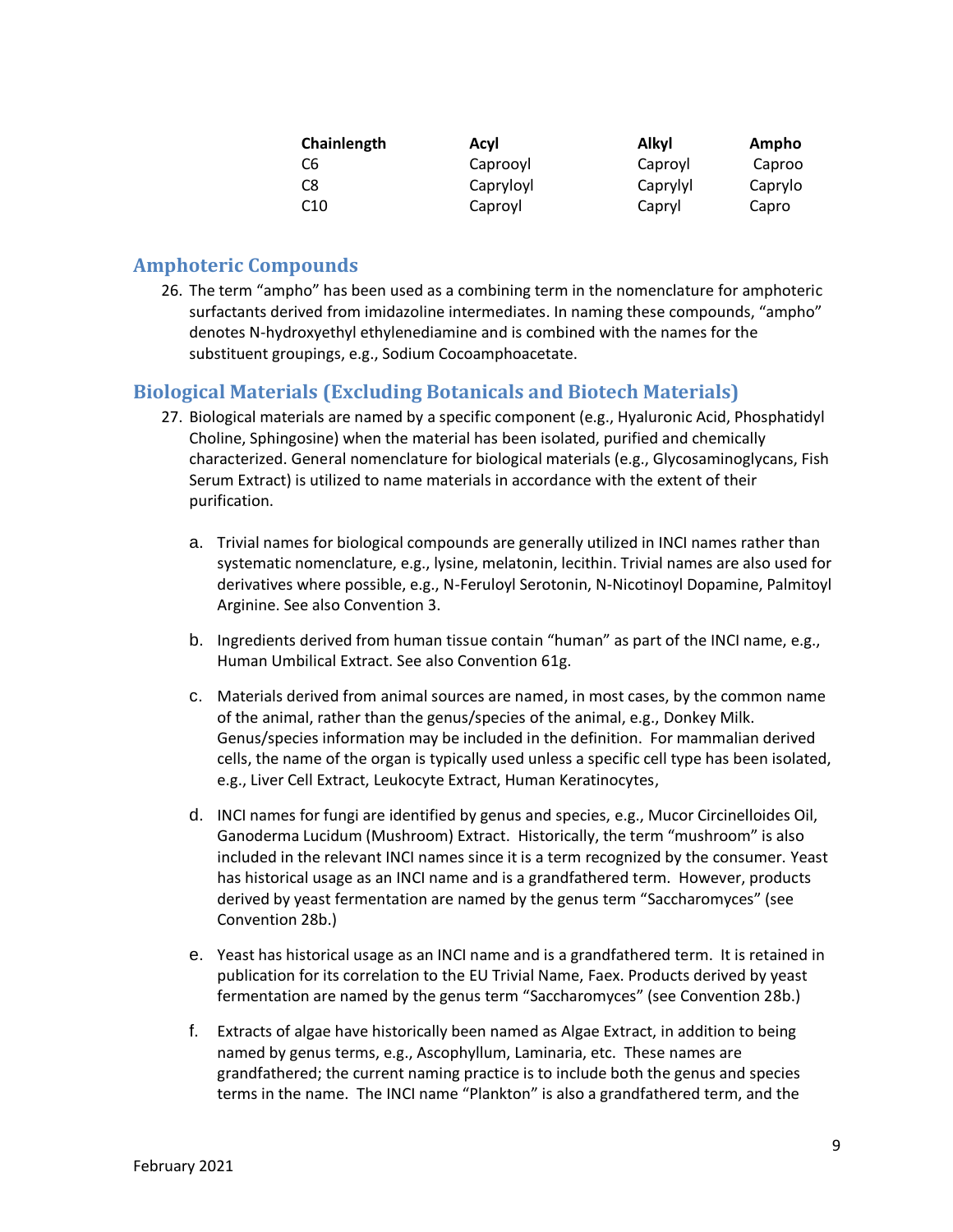| Chainlength | Acyl | Alkyl | Ampho |
| --- | --- | --- | --- |
| C6 | Caprooyl | Caproyl | Caproo |
| C8 | Capryloyl | Caprylyl | Caprylo |
| C10 | Caproyl | Capryl | Capro |

## Amphoteric Compounds

26. The term "ampho" has been used as a combining term in the nomenclature for amphoteric surfactants derived from imidazoline intermediates. In naming these compounds, "ampho" denotes N-hydroxyethyl ethylenediamine and is combined with the names for the substituent groupings, e.g., Sodium Cocoamphoacetate.

## Biological Materials (Excluding Botanicals and Biotech Materials)

27. Biological materials are named by a specific component (e.g., Hyaluronic Acid, Phosphatidyl Choline, Sphingosine) when the material has been isolated, purified and chemically characterized. General nomenclature for biological materials (e.g., Glycosaminoglycans, Fish Serum Extract) is utilized to name materials in accordance with the extent of their purification.

    a. Trivial names for biological compounds are generally utilized in INCI names rather than systematic nomenclature, e.g., lysine, melatonin, lecithin. Trivial names are also used for derivatives where possible, e.g., N-Feruloyl Serotonin, N-Nicotinoyl Dopamine, Palmitoyl Arginine. See also Convention 3.

    b. Ingredients derived from human tissue contain "human" as part of the INCI name, e.g., Human Umbilical Extract. See also Convention 61g.

    c. Materials derived from animal sources are named, in most cases, by the common name of the animal, rather than the genus/species of the animal, e.g., Donkey Milk. Genus/species information may be included in the definition. For mammalian derived cells, the name of the organ is typically used unless a specific cell type has been isolated, e.g., Liver Cell Extract, Leukocyte Extract, Human Keratinocytes,

    d. INCI names for fungi are identified by genus and species, e.g., Mucor Circinelloides Oil, Ganoderma Lucidum (Mushroom) Extract. Historically, the term "mushroom" is also included in the relevant INCI names since it is a term recognized by the consumer. Yeast has historical usage as an INCI name and is a grandfathered term. However, products derived by yeast fermentation are named by the genus term "Saccharomyces" (see Convention 28b.)

    e. Yeast has historical usage as an INCI name and is a grandfathered term. It is retained in publication for its correlation to the EU Trivial Name, Faex. Products derived by yeast fermentation are named by the genus term "Saccharomyces" (see Convention 28b.)

    f. Extracts of algae have historically been named as Algae Extract, in addition to being named by genus terms, e.g., Ascophyllum, Laminaria, etc. These names are grandfathered; the current naming practice is to include both the genus and species terms in the name. The INCI name "Plankton" is also a grandfathered term, and the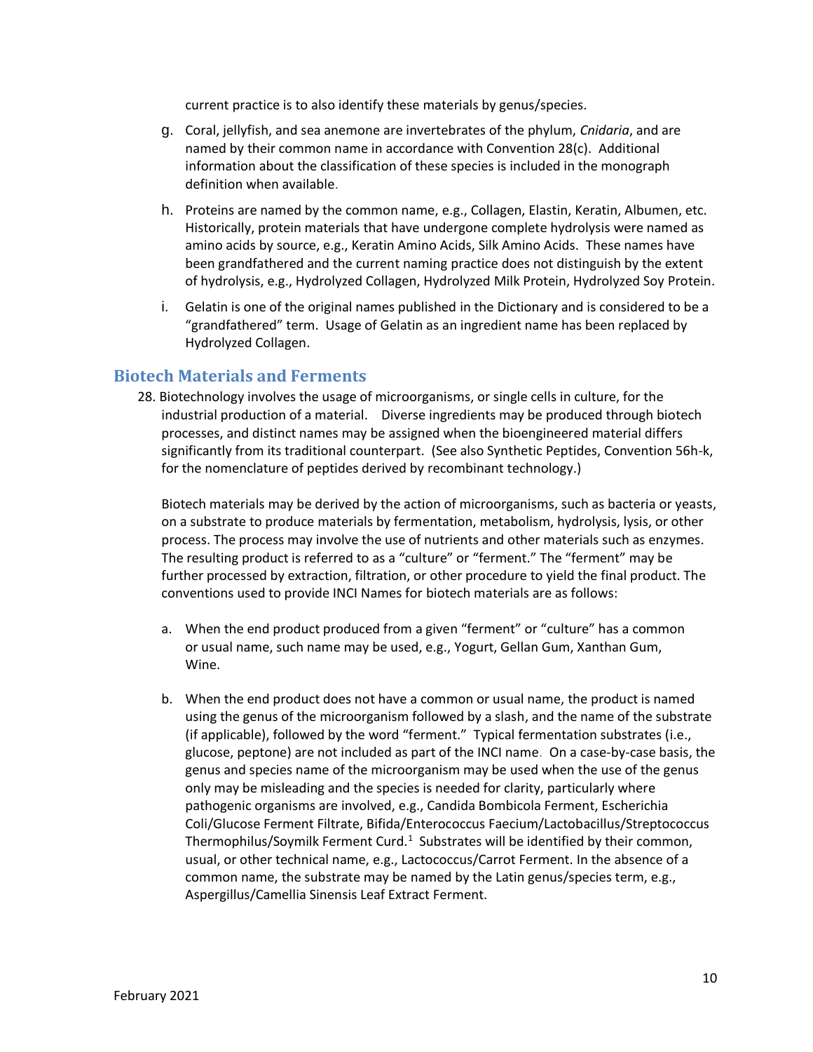current practice is to also identify these materials by genus/species.

g. Coral, jellyfish, and sea anemone are invertebrates of the phylum, *Cnidaria*, and are named by their common name in accordance with Convention 28(c). Additional information about the classification of these species is included in the monograph definition when available.

h. Proteins are named by the common name, e.g., Collagen, Elastin, Keratin, Albumen, etc. Historically, protein materials that have undergone complete hydrolysis were named as amino acids by source, e.g., Keratin Amino Acids, Silk Amino Acids. These names have been grandfathered and the current naming practice does not distinguish by the extent of hydrolysis, e.g., Hydrolyzed Collagen, Hydrolyzed Milk Protein, Hydrolyzed Soy Protein.

i. Gelatin is one of the original names published in the Dictionary and is considered to be a "grandfathered" term. Usage of Gelatin as an ingredient name has been replaced by Hydrolyzed Collagen.

## Biotech Materials and Ferments

28. Biotechnology involves the usage of microorganisms, or single cells in culture, for the industrial production of a material. Diverse ingredients may be produced through biotech processes, and distinct names may be assigned when the bioengineered material differs significantly from its traditional counterpart. (See also Synthetic Peptides, Convention 56h-k, for the nomenclature of peptides derived by recombinant technology.)

    Biotech materials may be derived by the action of microorganisms, such as bacteria or yeasts, on a substrate to produce materials by fermentation, metabolism, hydrolysis, lysis, or other process. The process may involve the use of nutrients and other materials such as enzymes. The resulting product is referred to as a "culture" or "ferment." The "ferment" may be further processed by extraction, filtration, or other procedure to yield the final product. The conventions used to provide INCI Names for biotech materials are as follows:

    a. When the end product produced from a given "ferment" or "culture" has a common or usual name, such name may be used, e.g., Yogurt, Gellan Gum, Xanthan Gum, Wine.

    b. When the end product does not have a common or usual name, the product is named using the genus of the microorganism followed by a slash, and the name of the substrate (if applicable), followed by the word "ferment." Typical fermentation substrates (i.e., glucose, peptone) are not included as part of the INCI name. On a case-by-case basis, the genus and species name of the microorganism may be used when the use of the genus only may be misleading and the species is needed for clarity, particularly where pathogenic organisms are involved, e.g., Candida Bombicola Ferment, Escherichia Coli/Glucose Ferment Filtrate, Bifida/Enterococcus Faecium/Lactobacillus/Streptococcus Thermophilus/Soymilk Ferment Curd.[1] Substrates will be identified by their common, usual, or other technical name, e.g., Lactococcus/Carrot Ferment. In the absence of a common name, the substrate may be named by the Latin genus/species term, e.g., Aspergillus/Camellia Sinensis Leaf Extract Ferment.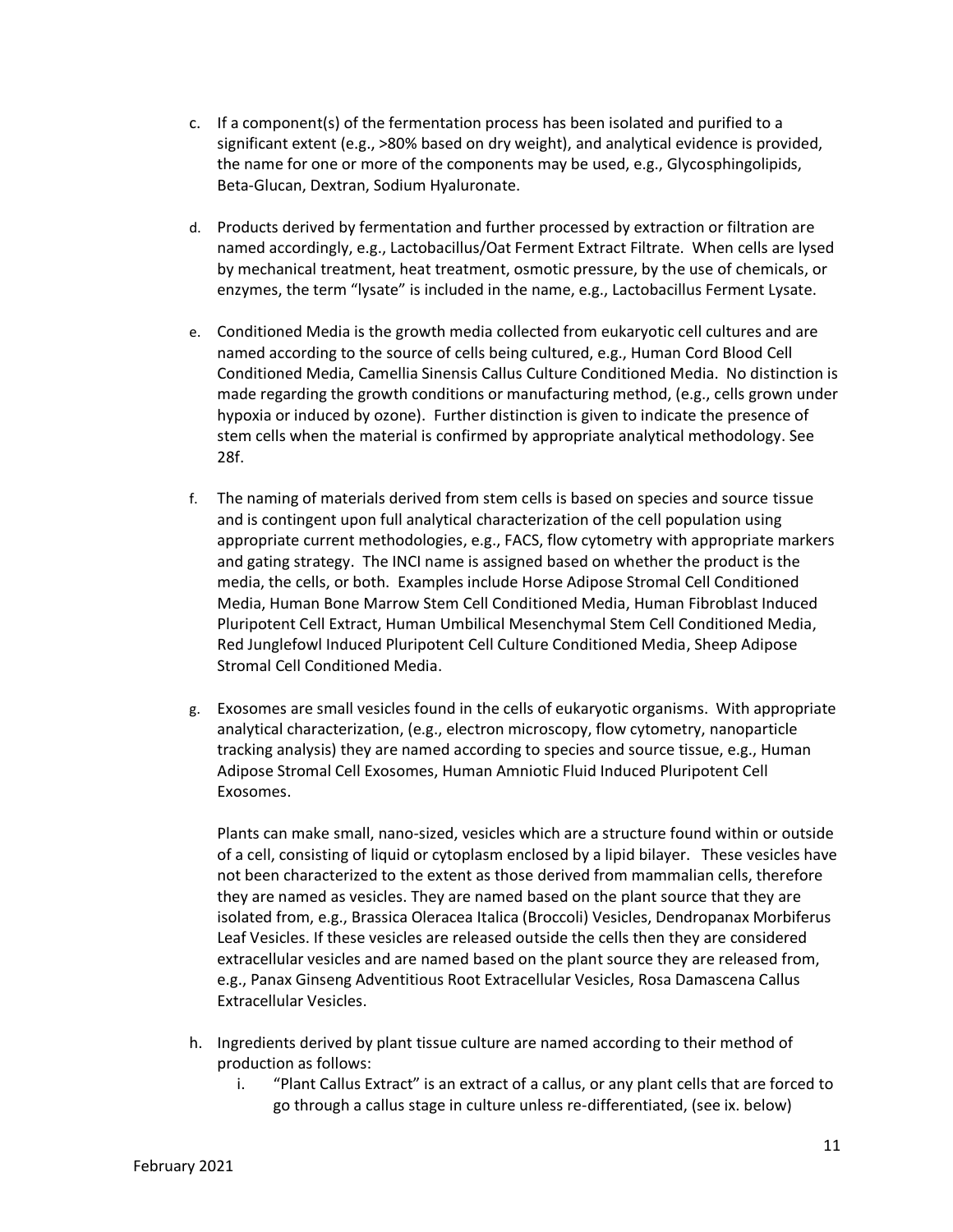c. If a component(s) of the fermentation process has been isolated and purified to a significant extent (e.g., >80% based on dry weight), and analytical evidence is provided, the name for one or more of the components may be used, e.g., Glycosphingolipids, Beta-Glucan, Dextran, Sodium Hyaluronate.

d. Products derived by fermentation and further processed by extraction or filtration are named accordingly, e.g., Lactobacillus/Oat Ferment Extract Filtrate. When cells are lysed by mechanical treatment, heat treatment, osmotic pressure, by the use of chemicals, or enzymes, the term "lysate" is included in the name, e.g., Lactobacillus Ferment Lysate.

e. Conditioned Media is the growth media collected from eukaryotic cell cultures and are named according to the source of cells being cultured, e.g., Human Cord Blood Cell Conditioned Media, Camellia Sinensis Callus Culture Conditioned Media. No distinction is made regarding the growth conditions or manufacturing method, (e.g., cells grown under hypoxia or induced by ozone). Further distinction is given to indicate the presence of stem cells when the material is confirmed by appropriate analytical methodology. See 28f.

f. The naming of materials derived from stem cells is based on species and source tissue and is contingent upon full analytical characterization of the cell population using appropriate current methodologies, e.g., FACS, flow cytometry with appropriate markers and gating strategy. The INCI name is assigned based on whether the product is the media, the cells, or both. Examples include Horse Adipose Stromal Cell Conditioned Media, Human Bone Marrow Stem Cell Conditioned Media, Human Fibroblast Induced Pluripotent Cell Extract, Human Umbilical Mesenchymal Stem Cell Conditioned Media, Red Junglefowl Induced Pluripotent Cell Culture Conditioned Media, Sheep Adipose Stromal Cell Conditioned Media.

g. Exosomes are small vesicles found in the cells of eukaryotic organisms. With appropriate analytical characterization, (e.g., electron microscopy, flow cytometry, nanoparticle tracking analysis) they are named according to species and source tissue, e.g., Human Adipose Stromal Cell Exosomes, Human Amniotic Fluid Induced Pluripotent Cell Exosomes.

   Plants can make small, nano-sized, vesicles which are a structure found within or outside of a cell, consisting of liquid or cytoplasm enclosed by a lipid bilayer. These vesicles have not been characterized to the extent as those derived from mammalian cells, therefore they are named as vesicles. They are named based on the plant source that they are isolated from, e.g., Brassica Oleracea Italica (Broccoli) Vesicles, Dendropanax Morbiferus Leaf Vesicles. If these vesicles are released outside the cells then they are considered extracellular vesicles and are named based on the plant source they are released from, e.g., Panax Ginseng Adventitious Root Extracellular Vesicles, Rosa Damascena Callus Extracellular Vesicles.

h. Ingredients derived by plant tissue culture are named according to their method of production as follows:
   i. "Plant Callus Extract" is an extract of a callus, or any plant cells that are forced to go through a callus stage in culture unless re-differentiated, (see ix. below)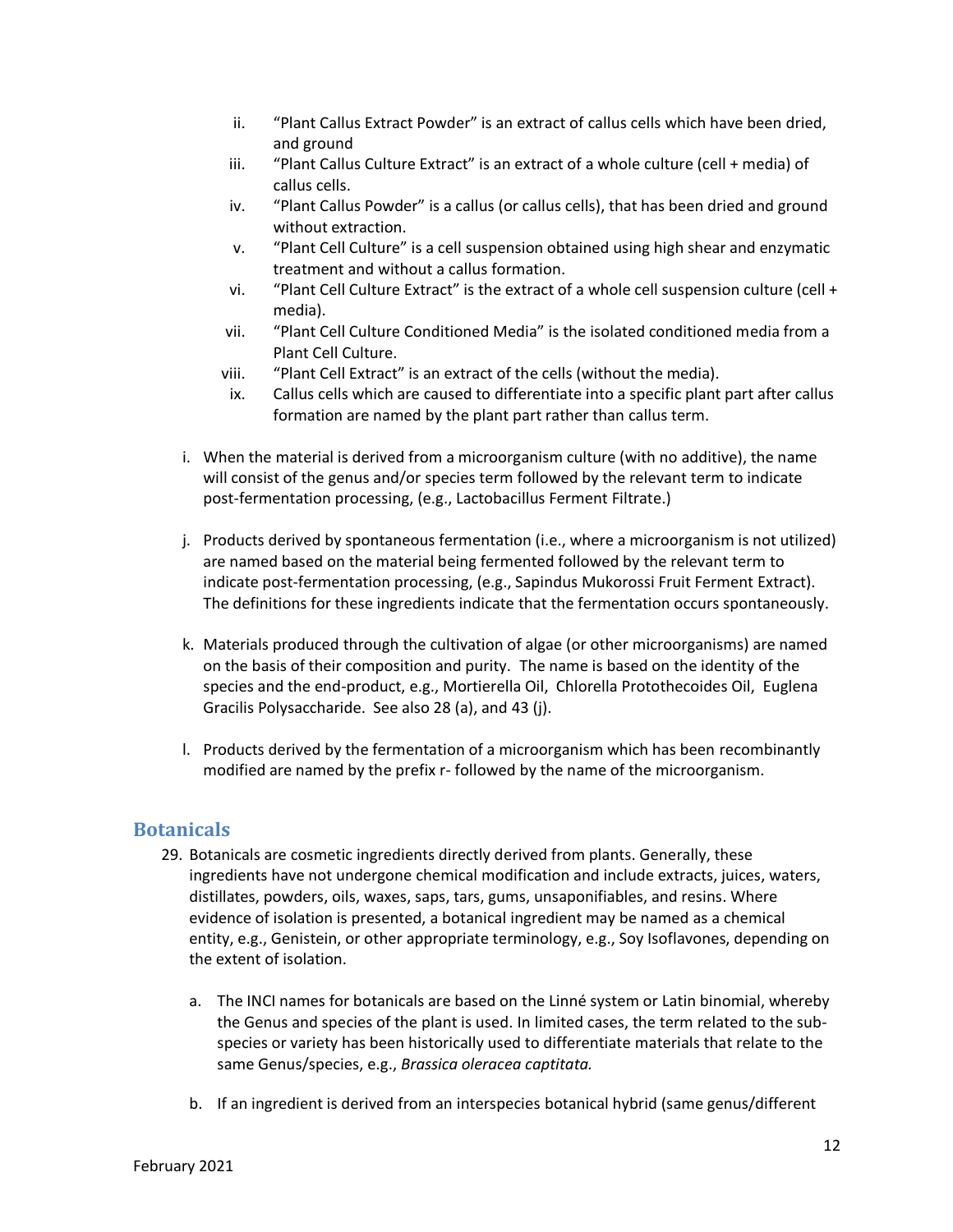ii. "Plant Callus Extract Powder" is an extract of callus cells which have been dried, and ground
iii. "Plant Callus Culture Extract" is an extract of a whole culture (cell + media) of callus cells.
iv. "Plant Callus Powder" is a callus (or callus cells), that has been dried and ground without extraction.
v. "Plant Cell Culture" is a cell suspension obtained using high shear and enzymatic treatment and without a callus formation.
vi. "Plant Cell Culture Extract" is the extract of a whole cell suspension culture (cell + media).
vii. "Plant Cell Culture Conditioned Media" is the isolated conditioned media from a Plant Cell Culture.
viii. "Plant Cell Extract" is an extract of the cells (without the media).
ix. Callus cells which are caused to differentiate into a specific plant part after callus formation are named by the plant part rather than callus term.

i. When the material is derived from a microorganism culture (with no additive), the name will consist of the genus and/or species term followed by the relevant term to indicate post-fermentation processing, (e.g., Lactobacillus Ferment Filtrate.)

j. Products derived by spontaneous fermentation (i.e., where a microorganism is not utilized) are named based on the material being fermented followed by the relevant term to indicate post-fermentation processing, (e.g., Sapindus Mukorossi Fruit Ferment Extract). The definitions for these ingredients indicate that the fermentation occurs spontaneously.

k. Materials produced through the cultivation of algae (or other microorganisms) are named on the basis of their composition and purity. The name is based on the identity of the species and the end-product, e.g., Mortierella Oil, Chlorella Protothecoides Oil, Euglena Gracilis Polysaccharide. See also 28 (a), and 43 (j).

l. Products derived by the fermentation of a microorganism which has been recombinantly modified are named by the prefix r- followed by the name of the microorganism.

## Botanicals

29. Botanicals are cosmetic ingredients directly derived from plants. Generally, these ingredients have not undergone chemical modification and include extracts, juices, waters, distillates, powders, oils, waxes, saps, tars, gums, unsaponifiables, and resins. Where evidence of isolation is presented, a botanical ingredient may be named as a chemical entity, e.g., Genistein, or other appropriate terminology, e.g., Soy Isoflavones, depending on the extent of isolation.

    a. The INCI names for botanicals are based on the Linné system or Latin binomial, whereby the Genus and species of the plant is used. In limited cases, the term related to the sub-species or variety has been historically used to differentiate materials that relate to the same Genus/species, e.g., *Brassica oleracea captitata.*

    b. If an ingredient is derived from an interspecies botanical hybrid (same genus/different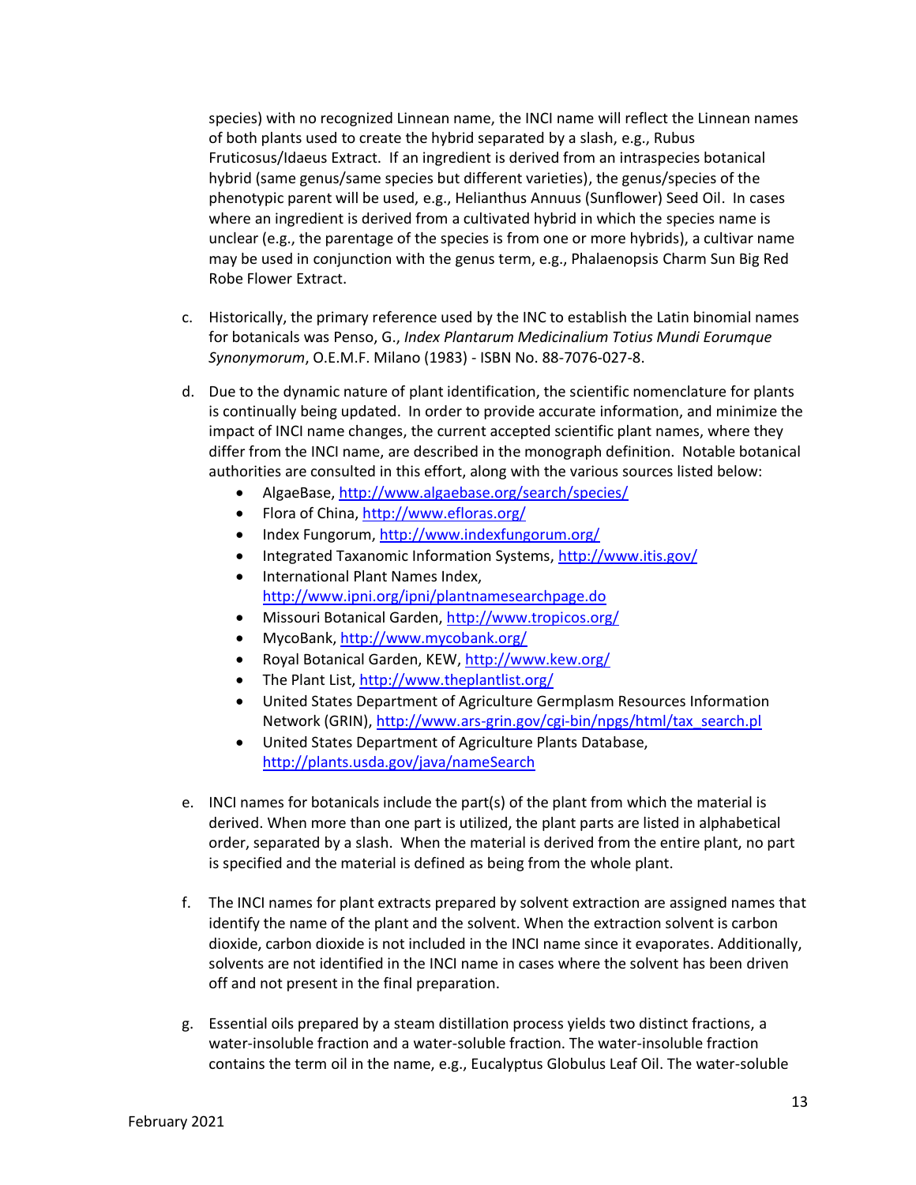species) with no recognized Linnean name, the INCI name will reflect the Linnean names of both plants used to create the hybrid separated by a slash, e.g., Rubus Fruticosus/Idaeus Extract. If an ingredient is derived from an intraspecies botanical hybrid (same genus/same species but different varieties), the genus/species of the phenotypic parent will be used, e.g., Helianthus Annuus (Sunflower) Seed Oil. In cases where an ingredient is derived from a cultivated hybrid in which the species name is unclear (e.g., the parentage of the species is from one or more hybrids), a cultivar name may be used in conjunction with the genus term, e.g., Phalaenopsis Charm Sun Big Red Robe Flower Extract.

c. Historically, the primary reference used by the INC to establish the Latin binomial names for botanicals was Penso, G., *Index Plantarum Medicinalium Totius Mundi Eorumque Synonymorum*, O.E.M.F. Milano (1983) - ISBN No. 88-7076-027-8.

d. Due to the dynamic nature of plant identification, the scientific nomenclature for plants is continually being updated. In order to provide accurate information, and minimize the impact of INCI name changes, the current accepted scientific plant names, where they differ from the INCI name, are described in the monograph definition. Notable botanical authorities are consulted in this effort, along with the various sources listed below:
   - AlgaeBase, http://www.algaebase.org/search/species/
   - Flora of China, http://www.efloras.org/
   - Index Fungorum, http://www.indexfungorum.org/
   - Integrated Taxanomic Information Systems, http://www.itis.gov/
   - International Plant Names Index, http://www.ipni.org/ipni/plantnamesearchpage.do
   - Missouri Botanical Garden, http://www.tropicos.org/
   - MycoBank, http://www.mycobank.org/
   - Royal Botanical Garden, KEW, http://www.kew.org/
   - The Plant List, http://www.theplantlist.org/
   - United States Department of Agriculture Germplasm Resources Information Network (GRIN), http://www.ars-grin.gov/cgi-bin/npgs/html/tax_search.pl
   - United States Department of Agriculture Plants Database, http://plants.usda.gov/java/nameSearch

e. INCI names for botanicals include the part(s) of the plant from which the material is derived. When more than one part is utilized, the plant parts are listed in alphabetical order, separated by a slash. When the material is derived from the entire plant, no part is specified and the material is defined as being from the whole plant.

f. The INCI names for plant extracts prepared by solvent extraction are assigned names that identify the name of the plant and the solvent. When the extraction solvent is carbon dioxide, carbon dioxide is not included in the INCI name since it evaporates. Additionally, solvents are not identified in the INCI name in cases where the solvent has been driven off and not present in the final preparation.

g. Essential oils prepared by a steam distillation process yields two distinct fractions, a water-insoluble fraction and a water-soluble fraction. The water-insoluble fraction contains the term oil in the name, e.g., Eucalyptus Globulus Leaf Oil. The water-soluble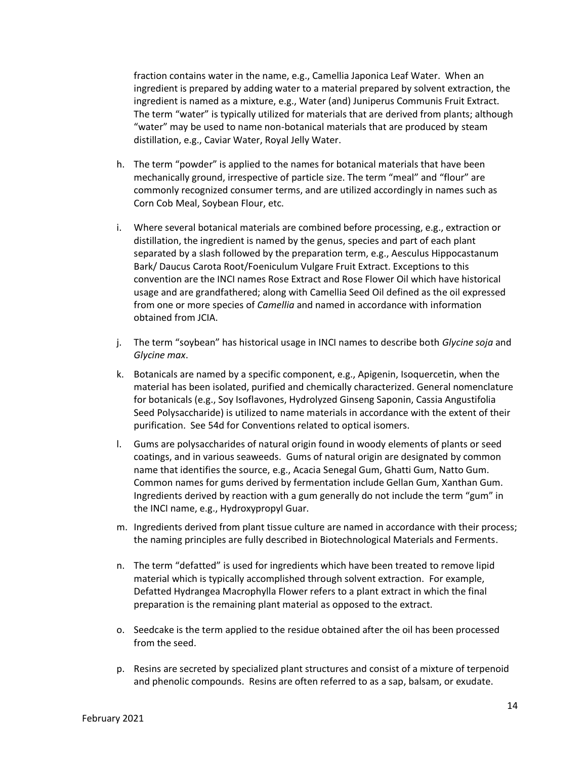fraction contains water in the name, e.g., Camellia Japonica Leaf Water. When an ingredient is prepared by adding water to a material prepared by solvent extraction, the ingredient is named as a mixture, e.g., Water (and) Juniperus Communis Fruit Extract. The term "water" is typically utilized for materials that are derived from plants; although "water" may be used to name non-botanical materials that are produced by steam distillation, e.g., Caviar Water, Royal Jelly Water.

h. The term "powder" is applied to the names for botanical materials that have been mechanically ground, irrespective of particle size. The term "meal" and "flour" are commonly recognized consumer terms, and are utilized accordingly in names such as Corn Cob Meal, Soybean Flour, etc.

i. Where several botanical materials are combined before processing, e.g., extraction or distillation, the ingredient is named by the genus, species and part of each plant separated by a slash followed by the preparation term, e.g., Aesculus Hippocastanum Bark/ Daucus Carota Root/Foeniculum Vulgare Fruit Extract. Exceptions to this convention are the INCI names Rose Extract and Rose Flower Oil which have historical usage and are grandfathered; along with Camellia Seed Oil defined as the oil expressed from one or more species of *Camellia* and named in accordance with information obtained from JCIA.

j. The term "soybean" has historical usage in INCI names to describe both *Glycine soja* and *Glycine max*.

k. Botanicals are named by a specific component, e.g., Apigenin, Isoquercetin, when the material has been isolated, purified and chemically characterized. General nomenclature for botanicals (e.g., Soy Isoflavones, Hydrolyzed Ginseng Saponin, Cassia Angustifolia Seed Polysaccharide) is utilized to name materials in accordance with the extent of their purification. See 54d for Conventions related to optical isomers.

l. Gums are polysaccharides of natural origin found in woody elements of plants or seed coatings, and in various seaweeds. Gums of natural origin are designated by common name that identifies the source, e.g., Acacia Senegal Gum, Ghatti Gum, Natto Gum. Common names for gums derived by fermentation include Gellan Gum, Xanthan Gum. Ingredients derived by reaction with a gum generally do not include the term "gum" in the INCI name, e.g., Hydroxypropyl Guar.

m. Ingredients derived from plant tissue culture are named in accordance with their process; the naming principles are fully described in Biotechnological Materials and Ferments.

n. The term "defatted" is used for ingredients which have been treated to remove lipid material which is typically accomplished through solvent extraction. For example, Defatted Hydrangea Macrophylla Flower refers to a plant extract in which the final preparation is the remaining plant material as opposed to the extract.

o. Seedcake is the term applied to the residue obtained after the oil has been processed from the seed.

p. Resins are secreted by specialized plant structures and consist of a mixture of terpenoid and phenolic compounds. Resins are often referred to as a sap, balsam, or exudate.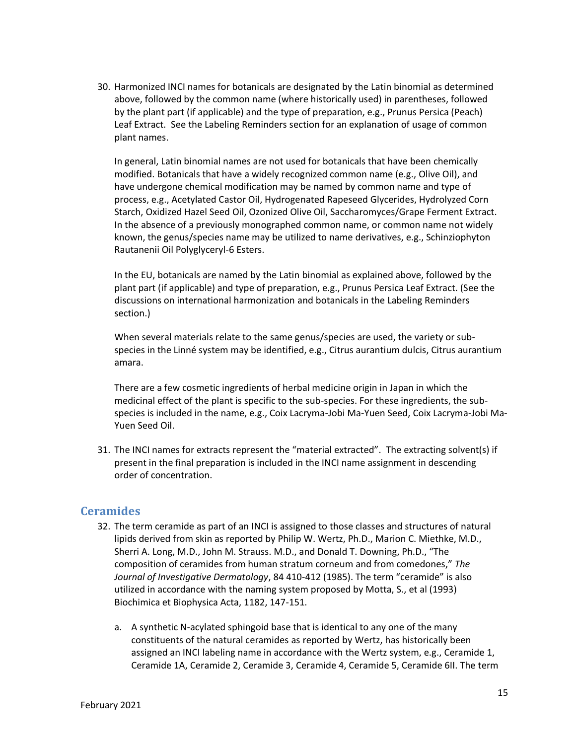30. Harmonized INCI names for botanicals are designated by the Latin binomial as determined above, followed by the common name (where historically used) in parentheses, followed by the plant part (if applicable) and the type of preparation, e.g., Prunus Persica (Peach) Leaf Extract. See the Labeling Reminders section for an explanation of usage of common plant names.

    In general, Latin binomial names are not used for botanicals that have been chemically modified. Botanicals that have a widely recognized common name (e.g., Olive Oil), and have undergone chemical modification may be named by common name and type of process, e.g., Acetylated Castor Oil, Hydrogenated Rapeseed Glycerides, Hydrolyzed Corn Starch, Oxidized Hazel Seed Oil, Ozonized Olive Oil, Saccharomyces/Grape Ferment Extract. In the absence of a previously monographed common name, or common name not widely known, the genus/species name may be utilized to name derivatives, e.g., Schinziophyton Rautanenii Oil Polyglyceryl-6 Esters.

    In the EU, botanicals are named by the Latin binomial as explained above, followed by the plant part (if applicable) and type of preparation, e.g., Prunus Persica Leaf Extract. (See the discussions on international harmonization and botanicals in the Labeling Reminders section.)

    When several materials relate to the same genus/species are used, the variety or sub-species in the Linné system may be identified, e.g., Citrus aurantium dulcis, Citrus aurantium amara.

    There are a few cosmetic ingredients of herbal medicine origin in Japan in which the medicinal effect of the plant is specific to the sub-species. For these ingredients, the sub-species is included in the name, e.g., Coix Lacryma-Jobi Ma-Yuen Seed, Coix Lacryma-Jobi Ma-Yuen Seed Oil.

31. The INCI names for extracts represent the "material extracted". The extracting solvent(s) if present in the final preparation is included in the INCI name assignment in descending order of concentration.

## Ceramides

32. The term ceramide as part of an INCI is assigned to those classes and structures of natural lipids derived from skin as reported by Philip W. Wertz, Ph.D., Marion C. Miethke, M.D., Sherri A. Long, M.D., John M. Strauss. M.D., and Donald T. Downing, Ph.D., "The composition of ceramides from human stratum corneum and from comedones," *The Journal of Investigative Dermatology*, 84 410-412 (1985). The term "ceramide" is also utilized in accordance with the naming system proposed by Motta, S., et al (1993) Biochimica et Biophysica Acta, 1182, 147-151.

    a. A synthetic N-acylated sphingoid base that is identical to any one of the many constituents of the natural ceramides as reported by Wertz, has historically been assigned an INCI labeling name in accordance with the Wertz system, e.g., Ceramide 1, Ceramide 1A, Ceramide 2, Ceramide 3, Ceramide 4, Ceramide 5, Ceramide 6II. The term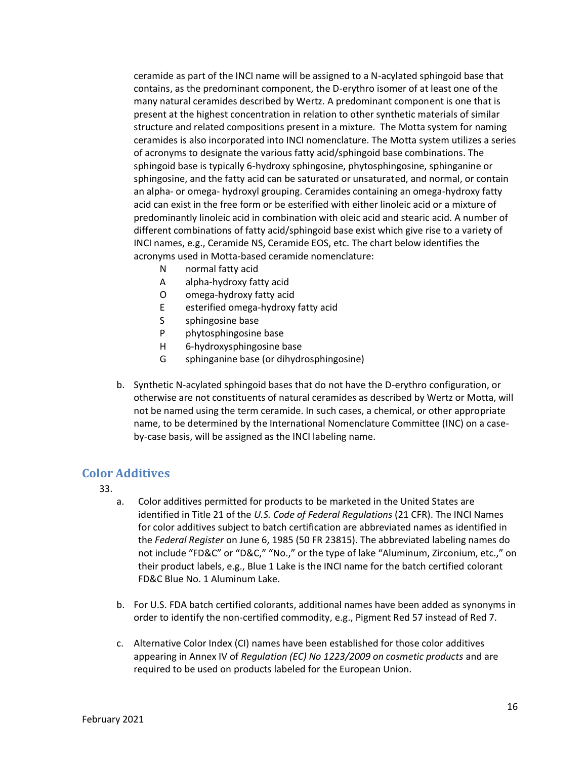ceramide as part of the INCI name will be assigned to a N-acylated sphingoid base that contains, as the predominant component, the D-erythro isomer of at least one of the many natural ceramides described by Wertz. A predominant component is one that is present at the highest concentration in relation to other synthetic materials of similar structure and related compositions present in a mixture. The Motta system for naming ceramides is also incorporated into INCI nomenclature. The Motta system utilizes a series of acronyms to designate the various fatty acid/sphingoid base combinations. The sphingoid base is typically 6-hydroxy sphingosine, phytosphingosine, sphinganine or sphingosine, and the fatty acid can be saturated or unsaturated, and normal, or contain an alpha- or omega- hydroxyl grouping. Ceramides containing an omega-hydroxy fatty acid can exist in the free form or be esterified with either linoleic acid or a mixture of predominantly linoleic acid in combination with oleic acid and stearic acid. A number of different combinations of fatty acid/sphingoid base exist which give rise to a variety of INCI names, e.g., Ceramide NS, Ceramide EOS, etc. The chart below identifies the acronyms used in Motta-based ceramide nomenclature:

| | |
|---|---|
| N | normal fatty acid |
| A | alpha-hydroxy fatty acid |
| O | omega-hydroxy fatty acid |
| E | esterified omega-hydroxy fatty acid |
| S | sphingosine base |
| P | phytosphingosine base |
| H | 6-hydroxysphingosine base |
| G | sphinganine base (or dihydrosphingosine) |

b. Synthetic N-acylated sphingoid bases that do not have the D-erythro configuration, or otherwise are not constituents of natural ceramides as described by Wertz or Motta, will not be named using the term ceramide. In such cases, a chemical, or other appropriate name, to be determined by the International Nomenclature Committee (INC) on a case-by-case basis, will be assigned as the INCI labeling name.

## Color Additives

33.

a. Color additives permitted for products to be marketed in the United States are identified in Title 21 of the *U.S. Code of Federal Regulations* (21 CFR). The INCI Names for color additives subject to batch certification are abbreviated names as identified in the *Federal Register* on June 6, 1985 (50 FR 23815). The abbreviated labeling names do not include "FD&C" or "D&C," "No.," or the type of lake "Aluminum, Zirconium, etc.," on their product labels, e.g., Blue 1 Lake is the INCI name for the batch certified colorant FD&C Blue No. 1 Aluminum Lake.

b. For U.S. FDA batch certified colorants, additional names have been added as synonyms in order to identify the non-certified commodity, e.g., Pigment Red 57 instead of Red 7.

c. Alternative Color Index (CI) names have been established for those color additives appearing in Annex IV of *Regulation (EC) No 1223/2009 on cosmetic products* and are required to be used on products labeled for the European Union.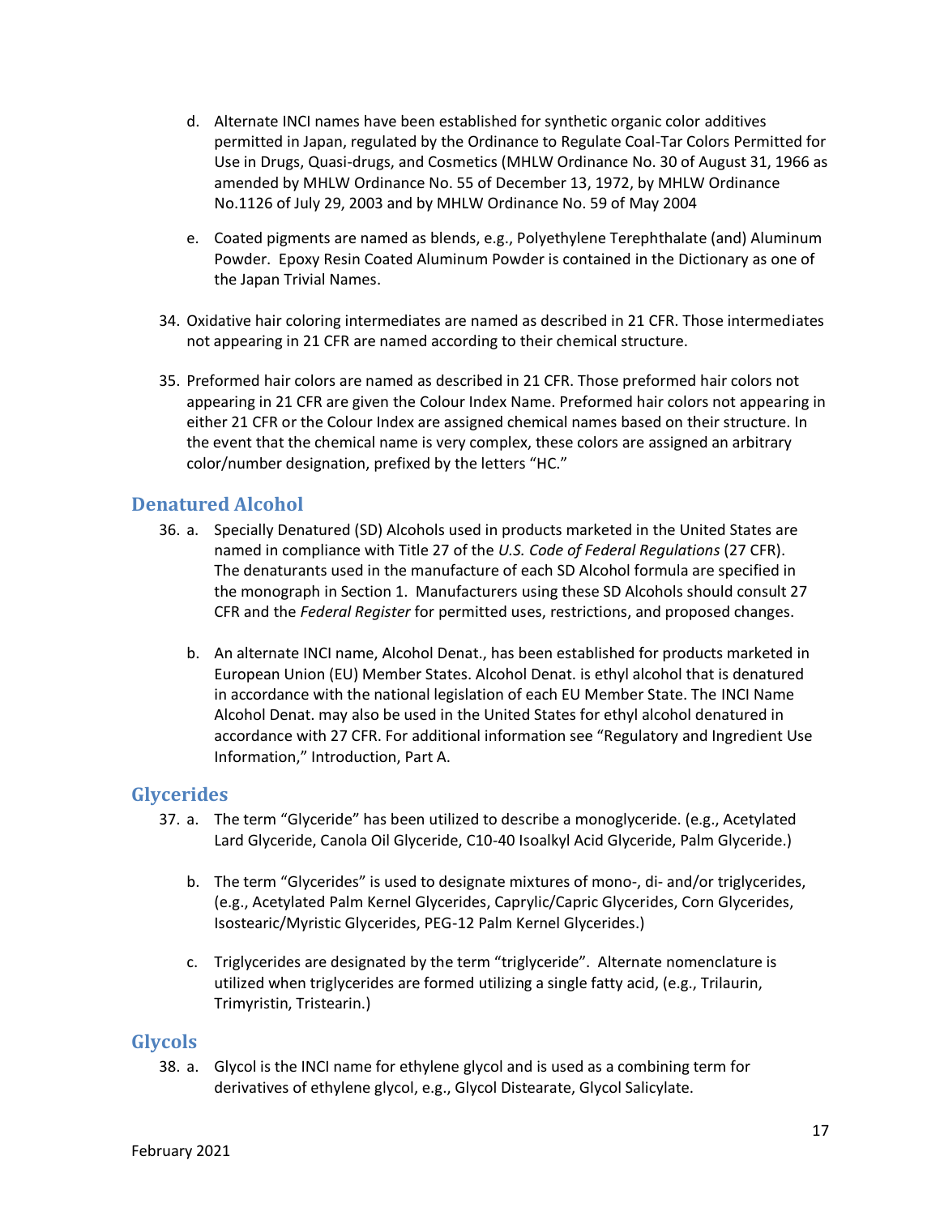d. Alternate INCI names have been established for synthetic organic color additives permitted in Japan, regulated by the Ordinance to Regulate Coal-Tar Colors Permitted for Use in Drugs, Quasi-drugs, and Cosmetics (MHLW Ordinance No. 30 of August 31, 1966 as amended by MHLW Ordinance No. 55 of December 13, 1972, by MHLW Ordinance No.1126 of July 29, 2003 and by MHLW Ordinance No. 59 of May 2004

e. Coated pigments are named as blends, e.g., Polyethylene Terephthalate (and) Aluminum Powder. Epoxy Resin Coated Aluminum Powder is contained in the Dictionary as one of the Japan Trivial Names.

34. Oxidative hair coloring intermediates are named as described in 21 CFR. Those intermediates not appearing in 21 CFR are named according to their chemical structure.

35. Preformed hair colors are named as described in 21 CFR. Those preformed hair colors not appearing in 21 CFR are given the Colour Index Name. Preformed hair colors not appearing in either 21 CFR or the Colour Index are assigned chemical names based on their structure. In the event that the chemical name is very complex, these colors are assigned an arbitrary color/number designation, prefixed by the letters "HC."

## Denatured Alcohol

36. a. Specially Denatured (SD) Alcohols used in products marketed in the United States are named in compliance with Title 27 of the *U.S. Code of Federal Regulations* (27 CFR). The denaturants used in the manufacture of each SD Alcohol formula are specified in the monograph in Section 1. Manufacturers using these SD Alcohols should consult 27 CFR and the *Federal Register* for permitted uses, restrictions, and proposed changes.

    b. An alternate INCI name, Alcohol Denat., has been established for products marketed in European Union (EU) Member States. Alcohol Denat. is ethyl alcohol that is denatured in accordance with the national legislation of each EU Member State. The INCI Name Alcohol Denat. may also be used in the United States for ethyl alcohol denatured in accordance with 27 CFR. For additional information see "Regulatory and Ingredient Use Information," Introduction, Part A.

## Glycerides

37. a. The term "Glyceride" has been utilized to describe a monoglyceride. (e.g., Acetylated Lard Glyceride, Canola Oil Glyceride, C10-40 Isoalkyl Acid Glyceride, Palm Glyceride.)

    b. The term "Glycerides" is used to designate mixtures of mono-, di- and/or triglycerides, (e.g., Acetylated Palm Kernel Glycerides, Caprylic/Capric Glycerides, Corn Glycerides, Isostearic/Myristic Glycerides, PEG-12 Palm Kernel Glycerides.)

    c. Triglycerides are designated by the term "triglyceride". Alternate nomenclature is utilized when triglycerides are formed utilizing a single fatty acid, (e.g., Trilaurin, Trimyristin, Tristearin.)

## Glycols

38. a. Glycol is the INCI name for ethylene glycol and is used as a combining term for derivatives of ethylene glycol, e.g., Glycol Distearate, Glycol Salicylate.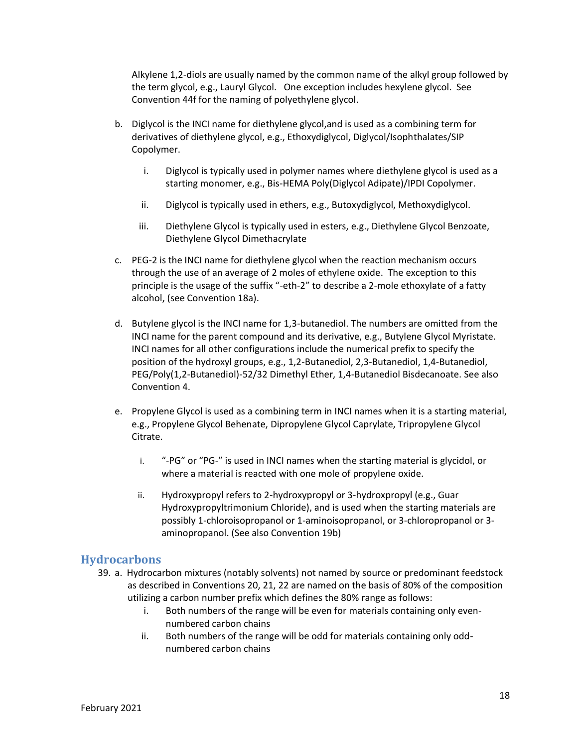Alkylene 1,2-diols are usually named by the common name of the alkyl group followed by the term glycol, e.g., Lauryl Glycol. One exception includes hexylene glycol. See Convention 44f for the naming of polyethylene glycol.

b. Diglycol is the INCI name for diethylene glycol,and is used as a combining term for derivatives of diethylene glycol, e.g., Ethoxydiglycol, Diglycol/Isophthalates/SIP Copolymer.

   i. Diglycol is typically used in polymer names where diethylene glycol is used as a starting monomer, e.g., Bis-HEMA Poly(Diglycol Adipate)/IPDI Copolymer.

   ii. Diglycol is typically used in ethers, e.g., Butoxydiglycol, Methoxydiglycol.

   iii. Diethylene Glycol is typically used in esters, e.g., Diethylene Glycol Benzoate, Diethylene Glycol Dimethacrylate

c. PEG-2 is the INCI name for diethylene glycol when the reaction mechanism occurs through the use of an average of 2 moles of ethylene oxide. The exception to this principle is the usage of the suffix "-eth-2" to describe a 2-mole ethoxylate of a fatty alcohol, (see Convention 18a).

d. Butylene glycol is the INCI name for 1,3-butanediol. The numbers are omitted from the INCI name for the parent compound and its derivative, e.g., Butylene Glycol Myristate. INCI names for all other configurations include the numerical prefix to specify the position of the hydroxyl groups, e.g., 1,2-Butanediol, 2,3-Butanediol, 1,4-Butanediol, PEG/Poly(1,2-Butanediol)-52/32 Dimethyl Ether, 1,4-Butanediol Bisdecanoate. See also Convention 4.

e. Propylene Glycol is used as a combining term in INCI names when it is a starting material, e.g., Propylene Glycol Behenate, Dipropylene Glycol Caprylate, Tripropylene Glycol Citrate.

   i. "-PG" or "PG-" is used in INCI names when the starting material is glycidol, or where a material is reacted with one mole of propylene oxide.

   ii. Hydroxypropyl refers to 2-hydroxypropyl or 3-hydroxpropyl (e.g., Guar Hydroxypropyltrimonium Chloride), and is used when the starting materials are possibly 1-chloroisopropanol or 1-aminoisopropanol, or 3-chloropropanol or 3-aminopropanol. (See also Convention 19b)

## Hydrocarbons

39. a. Hydrocarbon mixtures (notably solvents) not named by source or predominant feedstock as described in Conventions 20, 21, 22 are named on the basis of 80% of the composition utilizing a carbon number prefix which defines the 80% range as follows:

   i. Both numbers of the range will be even for materials containing only even-numbered carbon chains

   ii. Both numbers of the range will be odd for materials containing only odd-numbered carbon chains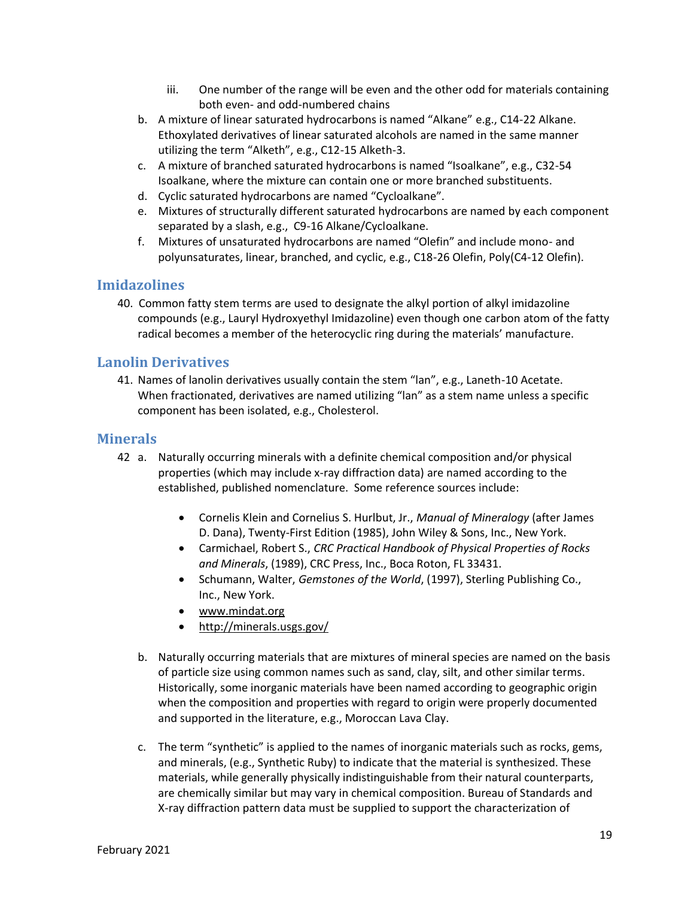iii. One number of the range will be even and the other odd for materials containing both even- and odd-numbered chains

b. A mixture of linear saturated hydrocarbons is named "Alkane" e.g., C14-22 Alkane. Ethoxylated derivatives of linear saturated alcohols are named in the same manner utilizing the term "Alketh", e.g., C12-15 Alketh-3.
c. A mixture of branched saturated hydrocarbons is named "Isoalkane", e.g., C32-54 Isoalkane, where the mixture can contain one or more branched substituents.
d. Cyclic saturated hydrocarbons are named "Cycloalkane".
e. Mixtures of structurally different saturated hydrocarbons are named by each component separated by a slash, e.g., C9-16 Alkane/Cycloalkane.
f. Mixtures of unsaturated hydrocarbons are named "Olefin" and include mono- and polyunsaturates, linear, branched, and cyclic, e.g., C18-26 Olefin, Poly(C4-12 Olefin).

## Imidazolines

40. Common fatty stem terms are used to designate the alkyl portion of alkyl imidazoline compounds (e.g., Lauryl Hydroxyethyl Imidazoline) even though one carbon atom of the fatty radical becomes a member of the heterocyclic ring during the materials' manufacture.

## Lanolin Derivatives

41. Names of lanolin derivatives usually contain the stem "lan", e.g., Laneth-10 Acetate. When fractionated, derivatives are named utilizing "lan" as a stem name unless a specific component has been isolated, e.g., Cholesterol.

## Minerals

42 a. Naturally occurring minerals with a definite chemical composition and/or physical properties (which may include x-ray diffraction data) are named according to the established, published nomenclature. Some reference sources include:

- Cornelis Klein and Cornelius S. Hurlbut, Jr., *Manual of Mineralogy* (after James D. Dana), Twenty-First Edition (1985), John Wiley & Sons, Inc., New York.
- Carmichael, Robert S., *CRC Practical Handbook of Physical Properties of Rocks and Minerals*, (1989), CRC Press, Inc., Boca Roton, FL 33431.
- Schumann, Walter, *Gemstones of the World*, (1997), Sterling Publishing Co., Inc., New York.
- www.mindat.org
- http://minerals.usgs.gov/

b. Naturally occurring materials that are mixtures of mineral species are named on the basis of particle size using common names such as sand, clay, silt, and other similar terms. Historically, some inorganic materials have been named according to geographic origin when the composition and properties with regard to origin were properly documented and supported in the literature, e.g., Moroccan Lava Clay.

c. The term "synthetic" is applied to the names of inorganic materials such as rocks, gems, and minerals, (e.g., Synthetic Ruby) to indicate that the material is synthesized. These materials, while generally physically indistinguishable from their natural counterparts, are chemically similar but may vary in chemical composition. Bureau of Standards and X-ray diffraction pattern data must be supplied to support the characterization of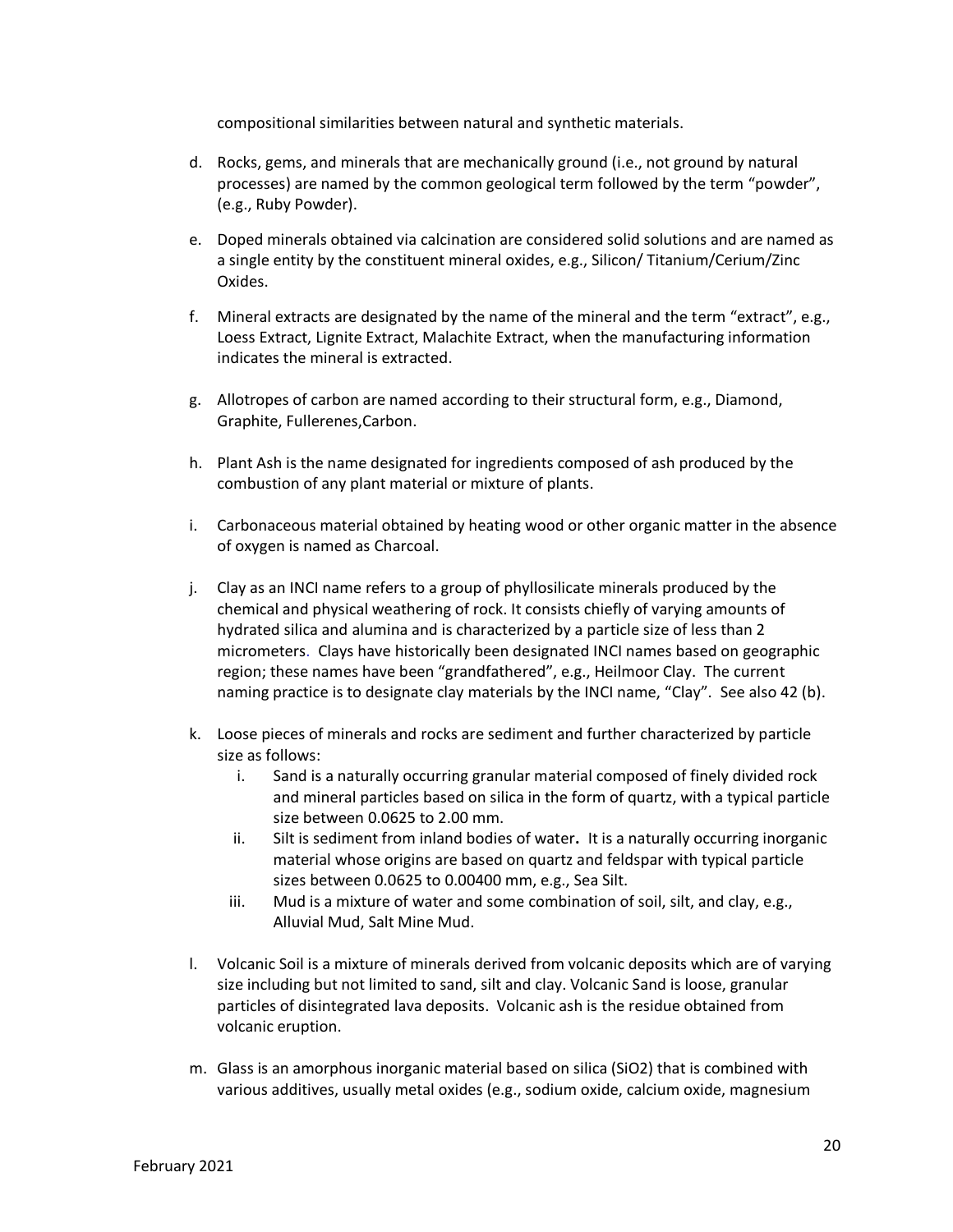compositional similarities between natural and synthetic materials.

d. Rocks, gems, and minerals that are mechanically ground (i.e., not ground by natural processes) are named by the common geological term followed by the term "powder", (e.g., Ruby Powder).

e. Doped minerals obtained via calcination are considered solid solutions and are named as a single entity by the constituent mineral oxides, e.g., Silicon/ Titanium/Cerium/Zinc Oxides.

f. Mineral extracts are designated by the name of the mineral and the term "extract", e.g., Loess Extract, Lignite Extract, Malachite Extract, when the manufacturing information indicates the mineral is extracted.

g. Allotropes of carbon are named according to their structural form, e.g., Diamond, Graphite, Fullerenes,Carbon.

h. Plant Ash is the name designated for ingredients composed of ash produced by the combustion of any plant material or mixture of plants.

i. Carbonaceous material obtained by heating wood or other organic matter in the absence of oxygen is named as Charcoal.

j. Clay as an INCI name refers to a group of phyllosilicate minerals produced by the chemical and physical weathering of rock. It consists chiefly of varying amounts of hydrated silica and alumina and is characterized by a particle size of less than 2 micrometers. Clays have historically been designated INCI names based on geographic region; these names have been "grandfathered", e.g., Heilmoor Clay. The current naming practice is to designate clay materials by the INCI name, "Clay". See also 42 (b).

k. Loose pieces of minerals and rocks are sediment and further characterized by particle size as follows:
    i. Sand is a naturally occurring granular material composed of finely divided rock and mineral particles based on silica in the form of quartz, with a typical particle size between 0.0625 to 2.00 mm.
    ii. Silt is sediment from inland bodies of water**.** It is a naturally occurring inorganic material whose origins are based on quartz and feldspar with typical particle sizes between 0.0625 to 0.00400 mm, e.g., Sea Silt.
    iii. Mud is a mixture of water and some combination of soil, silt, and clay, e.g., Alluvial Mud, Salt Mine Mud.

l. Volcanic Soil is a mixture of minerals derived from volcanic deposits which are of varying size including but not limited to sand, silt and clay. Volcanic Sand is loose, granular particles of disintegrated lava deposits. Volcanic ash is the residue obtained from volcanic eruption.

m. Glass is an amorphous inorganic material based on silica ($SiO_2$) that is combined with various additives, usually metal oxides (e.g., sodium oxide, calcium oxide, magnesium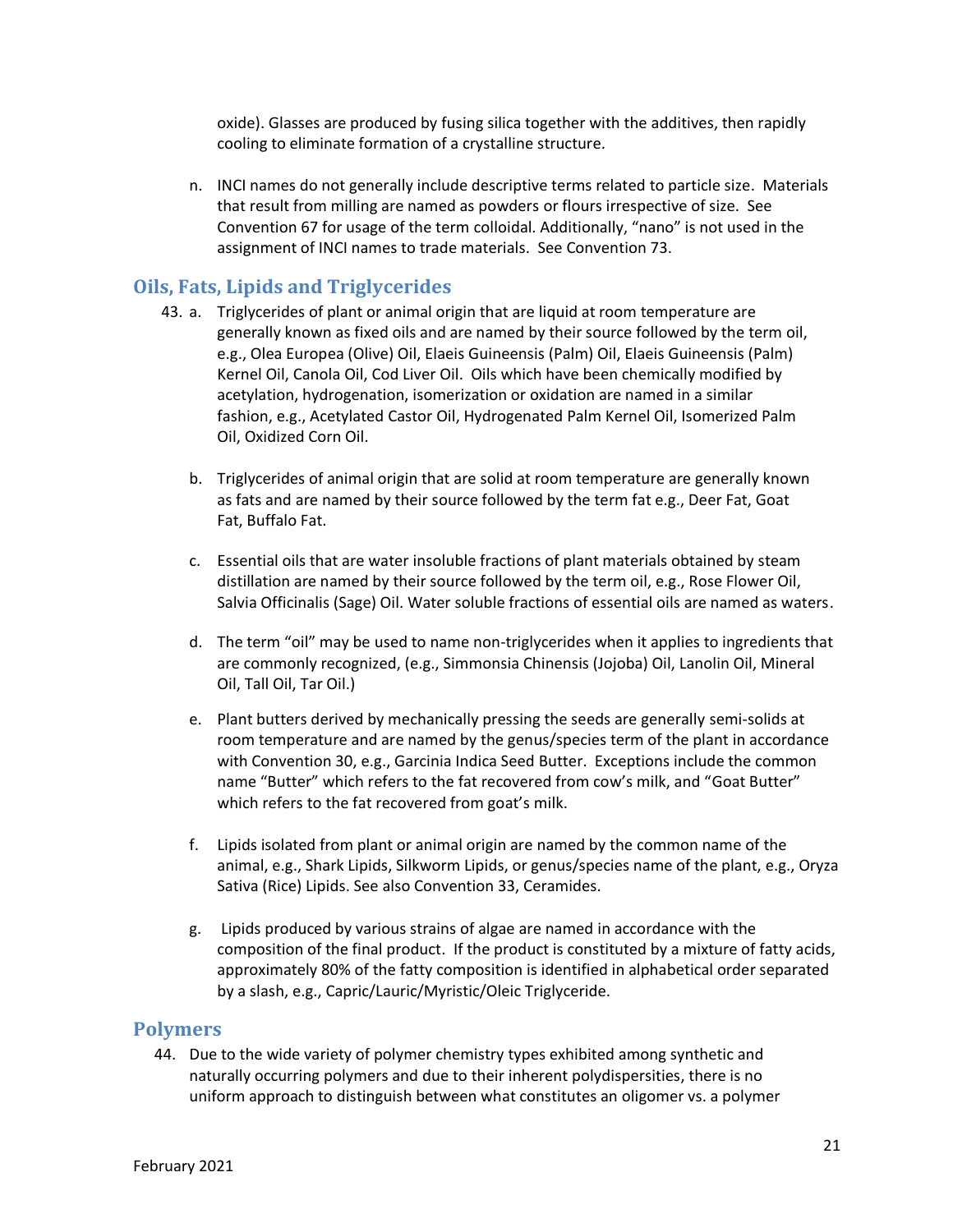oxide). Glasses are produced by fusing silica together with the additives, then rapidly cooling to eliminate formation of a crystalline structure.

n. INCI names do not generally include descriptive terms related to particle size. Materials that result from milling are named as powders or flours irrespective of size. See Convention 67 for usage of the term colloidal. Additionally, "nano" is not used in the assignment of INCI names to trade materials. See Convention 73.

## Oils, Fats, Lipids and Triglycerides

43. a. Triglycerides of plant or animal origin that are liquid at room temperature are generally known as fixed oils and are named by their source followed by the term oil, e.g., Olea Europea (Olive) Oil, Elaeis Guineensis (Palm) Oil, Elaeis Guineensis (Palm) Kernel Oil, Canola Oil, Cod Liver Oil. Oils which have been chemically modified by acetylation, hydrogenation, isomerization or oxidation are named in a similar fashion, e.g., Acetylated Castor Oil, Hydrogenated Palm Kernel Oil, Isomerized Palm Oil, Oxidized Corn Oil.

b. Triglycerides of animal origin that are solid at room temperature are generally known as fats and are named by their source followed by the term fat e.g., Deer Fat, Goat Fat, Buffalo Fat.

c. Essential oils that are water insoluble fractions of plant materials obtained by steam distillation are named by their source followed by the term oil, e.g., Rose Flower Oil, Salvia Officinalis (Sage) Oil. Water soluble fractions of essential oils are named as waters.

d. The term "oil" may be used to name non-triglycerides when it applies to ingredients that are commonly recognized, (e.g., Simmonsia Chinensis (Jojoba) Oil, Lanolin Oil, Mineral Oil, Tall Oil, Tar Oil.)

e. Plant butters derived by mechanically pressing the seeds are generally semi-solids at room temperature and are named by the genus/species term of the plant in accordance with Convention 30, e.g., Garcinia Indica Seed Butter. Exceptions include the common name "Butter" which refers to the fat recovered from cow's milk, and "Goat Butter" which refers to the fat recovered from goat's milk.

f. Lipids isolated from plant or animal origin are named by the common name of the animal, e.g., Shark Lipids, Silkworm Lipids, or genus/species name of the plant, e.g., Oryza Sativa (Rice) Lipids. See also Convention 33, Ceramides.

g. Lipids produced by various strains of algae are named in accordance with the composition of the final product. If the product is constituted by a mixture of fatty acids, approximately 80% of the fatty composition is identified in alphabetical order separated by a slash, e.g., Capric/Lauric/Myristic/Oleic Triglyceride.

## Polymers

44. Due to the wide variety of polymer chemistry types exhibited among synthetic and naturally occurring polymers and due to their inherent polydispersities, there is no uniform approach to distinguish between what constitutes an oligomer vs. a polymer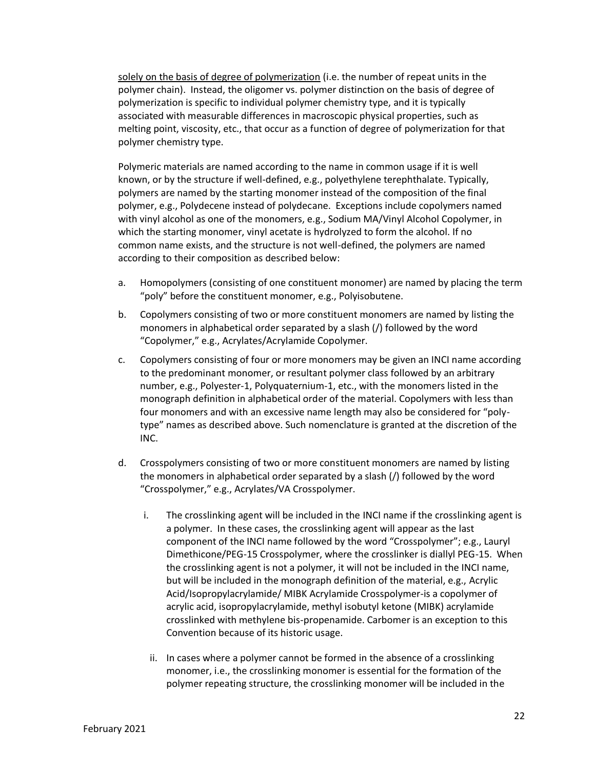<u>solely on the basis of degree of polymerization</u> (i.e. the number of repeat units in the polymer chain). Instead, the oligomer vs. polymer distinction on the basis of degree of polymerization is specific to individual polymer chemistry type, and it is typically associated with measurable differences in macroscopic physical properties, such as melting point, viscosity, etc., that occur as a function of degree of polymerization for that polymer chemistry type.

Polymeric materials are named according to the name in common usage if it is well known, or by the structure if well-defined, e.g., polyethylene terephthalate. Typically, polymers are named by the starting monomer instead of the composition of the final polymer, e.g., Polydecene instead of polydecane. Exceptions include copolymers named with vinyl alcohol as one of the monomers, e.g., Sodium MA/Vinyl Alcohol Copolymer, in which the starting monomer, vinyl acetate is hydrolyzed to form the alcohol. If no common name exists, and the structure is not well-defined, the polymers are named according to their composition as described below:

a. Homopolymers (consisting of one constituent monomer) are named by placing the term "poly" before the constituent monomer, e.g., Polyisobutene.

b. Copolymers consisting of two or more constituent monomers are named by listing the monomers in alphabetical order separated by a slash (/) followed by the word "Copolymer," e.g., Acrylates/Acrylamide Copolymer.

c. Copolymers consisting of four or more monomers may be given an INCI name according to the predominant monomer, or resultant polymer class followed by an arbitrary number, e.g., Polyester-1, Polyquaternium-1, etc., with the monomers listed in the monograph definition in alphabetical order of the material. Copolymers with less than four monomers and with an excessive name length may also be considered for "poly-type" names as described above. Such nomenclature is granted at the discretion of the INC.

d. Crosspolymers consisting of two or more constituent monomers are named by listing the monomers in alphabetical order separated by a slash (/) followed by the word "Crosspolymer," e.g., Acrylates/VA Crosspolymer.

   i. The crosslinking agent will be included in the INCI name if the crosslinking agent is a polymer. In these cases, the crosslinking agent will appear as the last component of the INCI name followed by the word "Crosspolymer"; e.g., Lauryl Dimethicone/PEG-15 Crosspolymer, where the crosslinker is diallyl PEG-15. When the crosslinking agent is not a polymer, it will not be included in the INCI name, but will be included in the monograph definition of the material, e.g., Acrylic Acid/Isopropylacrylamide/ MIBK Acrylamide Crosspolymer-is a copolymer of acrylic acid, isopropylacrylamide, methyl isobutyl ketone (MIBK) acrylamide crosslinked with methylene bis-propenamide. Carbomer is an exception to this Convention because of its historic usage.

   ii. In cases where a polymer cannot be formed in the absence of a crosslinking monomer, i.e., the crosslinking monomer is essential for the formation of the polymer repeating structure, the crosslinking monomer will be included in the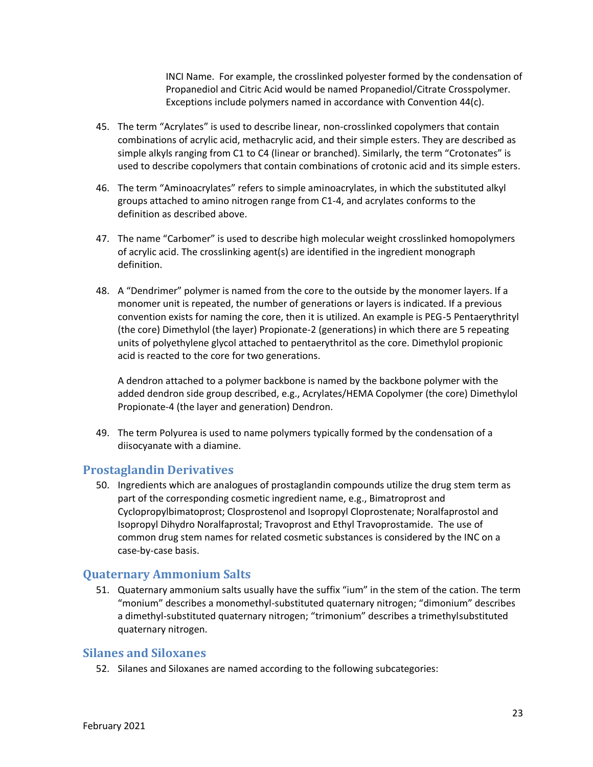INCI Name. For example, the crosslinked polyester formed by the condensation of Propanediol and Citric Acid would be named Propanediol/Citrate Crosspolymer. Exceptions include polymers named in accordance with Convention 44(c).

45. The term "Acrylates" is used to describe linear, non-crosslinked copolymers that contain combinations of acrylic acid, methacrylic acid, and their simple esters. They are described as simple alkyls ranging from C1 to C4 (linear or branched). Similarly, the term "Crotonates" is used to describe copolymers that contain combinations of crotonic acid and its simple esters.

46. The term "Aminoacrylates" refers to simple aminoacrylates, in which the substituted alkyl groups attached to amino nitrogen range from C1-4, and acrylates conforms to the definition as described above.

47. The name "Carbomer" is used to describe high molecular weight crosslinked homopolymers of acrylic acid. The crosslinking agent(s) are identified in the ingredient monograph definition.

48. A "Dendrimer" polymer is named from the core to the outside by the monomer layers. If a monomer unit is repeated, the number of generations or layers is indicated. If a previous convention exists for naming the core, then it is utilized. An example is PEG-5 Pentaerythrityl (the core) Dimethylol (the layer) Propionate-2 (generations) in which there are 5 repeating units of polyethylene glycol attached to pentaerythritol as the core. Dimethylol propionic acid is reacted to the core for two generations.

    A dendron attached to a polymer backbone is named by the backbone polymer with the added dendron side group described, e.g., Acrylates/HEMA Copolymer (the core) Dimethylol Propionate-4 (the layer and generation) Dendron.

49. The term Polyurea is used to name polymers typically formed by the condensation of a diisocyanate with a diamine.

## Prostaglandin Derivatives

50. Ingredients which are analogues of prostaglandin compounds utilize the drug stem term as part of the corresponding cosmetic ingredient name, e.g., Bimatroprost and Cyclopropylbimatoprost; Closprostenol and Isopropyl Cloprostenate; Noralfaprostol and Isopropyl Dihydro Noralfaprostal; Travoprost and Ethyl Travoprostamide. The use of common drug stem names for related cosmetic substances is considered by the INC on a case-by-case basis.

## Quaternary Ammonium Salts

51. Quaternary ammonium salts usually have the suffix "ium" in the stem of the cation. The term "monium" describes a monomethyl-substituted quaternary nitrogen; "dimonium" describes a dimethyl-substituted quaternary nitrogen; "trimonium" describes a trimethylsubstituted quaternary nitrogen.

## Silanes and Siloxanes

52. Silanes and Siloxanes are named according to the following subcategories: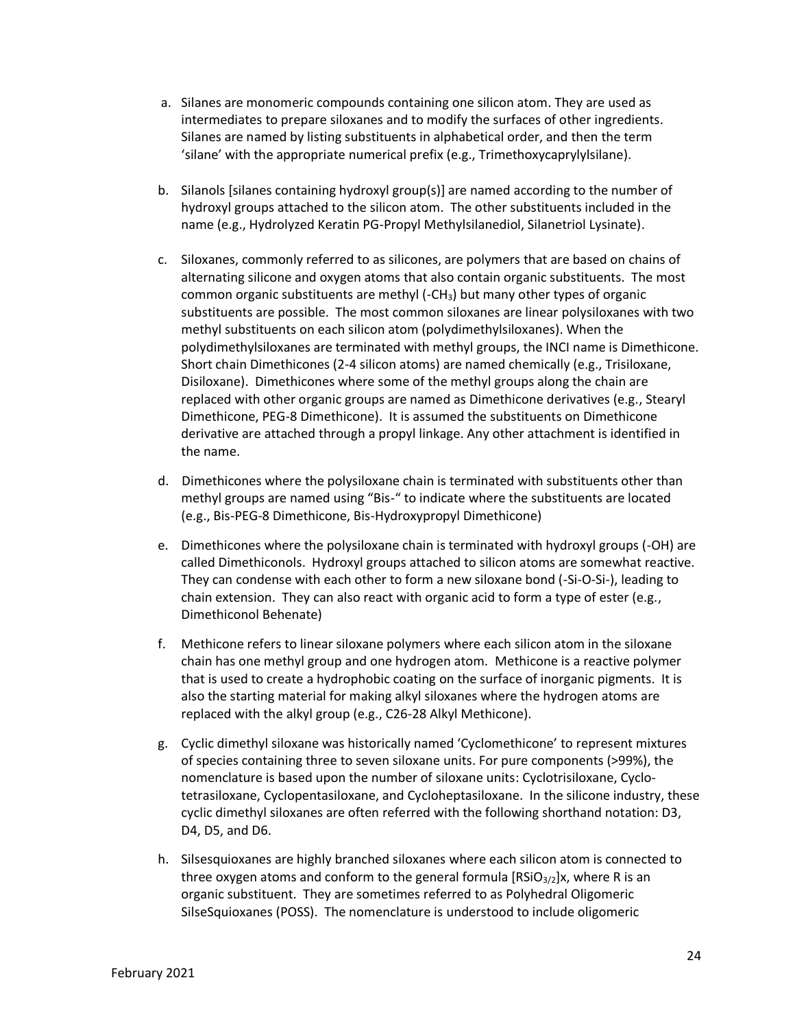a. Silanes are monomeric compounds containing one silicon atom. They are used as intermediates to prepare siloxanes and to modify the surfaces of other ingredients. Silanes are named by listing substituents in alphabetical order, and then the term 'silane' with the appropriate numerical prefix (e.g., Trimethoxycaprylylsilane).

b. Silanols [silanes containing hydroxyl group(s)] are named according to the number of hydroxyl groups attached to the silicon atom. The other substituents included in the name (e.g., Hydrolyzed Keratin PG-Propyl Methylsilanediol, Silanetriol Lysinate).

c. Siloxanes, commonly referred to as silicones, are polymers that are based on chains of alternating silicone and oxygen atoms that also contain organic substituents. The most common organic substituents are methyl ($-CH_3$) but many other types of organic substituents are possible. The most common siloxanes are linear polysiloxanes with two methyl substituents on each silicon atom (polydimethylsiloxanes). When the polydimethylsiloxanes are terminated with methyl groups, the INCI name is Dimethicone. Short chain Dimethicones (2-4 silicon atoms) are named chemically (e.g., Trisiloxane, Disiloxane). Dimethicones where some of the methyl groups along the chain are replaced with other organic groups are named as Dimethicone derivatives (e.g., Stearyl Dimethicone, PEG-8 Dimethicone). It is assumed the substituents on Dimethicone derivative are attached through a propyl linkage. Any other attachment is identified in the name.

d. Dimethicones where the polysiloxane chain is terminated with substituents other than methyl groups are named using "Bis-" to indicate where the substituents are located (e.g., Bis-PEG-8 Dimethicone, Bis-Hydroxypropyl Dimethicone)

e. Dimethicones where the polysiloxane chain is terminated with hydroxyl groups (-OH) are called Dimethiconols. Hydroxyl groups attached to silicon atoms are somewhat reactive. They can condense with each other to form a new siloxane bond (-Si-O-Si-), leading to chain extension. They can also react with organic acid to form a type of ester (e.g., Dimethiconol Behenate)

f. Methicone refers to linear siloxane polymers where each silicon atom in the siloxane chain has one methyl group and one hydrogen atom. Methicone is a reactive polymer that is used to create a hydrophobic coating on the surface of inorganic pigments. It is also the starting material for making alkyl siloxanes where the hydrogen atoms are replaced with the alkyl group (e.g., C26-28 Alkyl Methicone).

g. Cyclic dimethyl siloxane was historically named 'Cyclomethicone' to represent mixtures of species containing three to seven siloxane units. For pure components (>99%), the nomenclature is based upon the number of siloxane units: Cyclotrisiloxane, Cyclo-tetrasiloxane, Cyclopentasiloxane, and Cycloheptasiloxane. In the silicone industry, these cyclic dimethyl siloxanes are often referred with the following shorthand notation: D3, D4, D5, and D6.

h. Silsesquioxanes are highly branched siloxanes where each silicon atom is connected to three oxygen atoms and conform to the general formula $[RSiO_{3/2}]x$, where R is an organic substituent. They are sometimes referred to as Polyhedral Oligomeric SilseSquioxanes (POSS). The nomenclature is understood to include oligomeric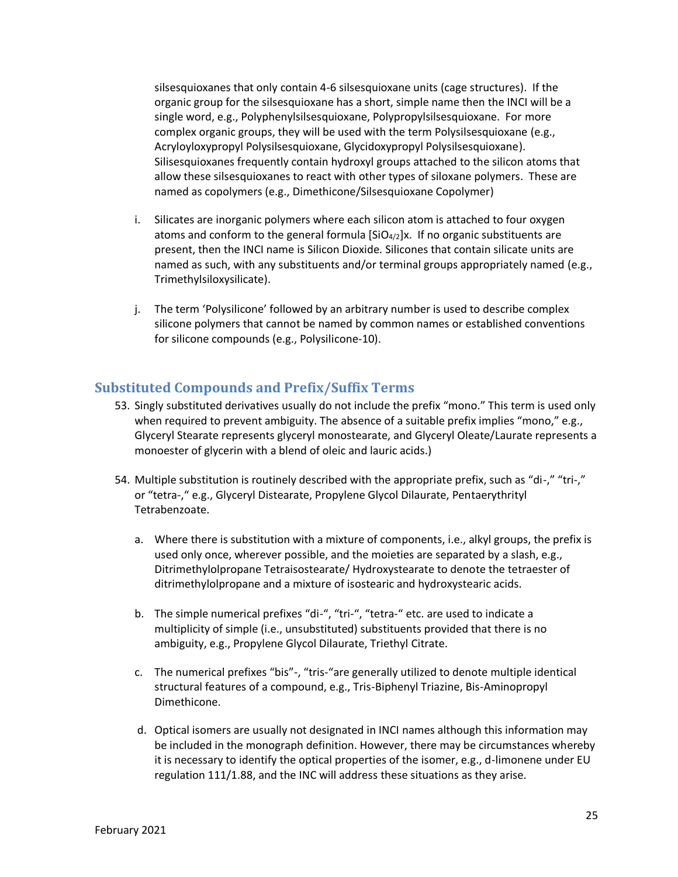silsesquioxanes that only contain 4-6 silsesquioxane units (cage structures). If the organic group for the silsesquioxane has a short, simple name then the INCI will be a single word, e.g., Polyphenylsilsesquioxane, Polypropylsilsesquioxane. For more complex organic groups, they will be used with the term Polysilsesquioxane (e.g., Acryloyloxypropyl Polysilsesquioxane, Glycidoxypropyl Polysilsesquioxane). Silisesquioxanes frequently contain hydroxyl groups attached to the silicon atoms that allow these silsesquioxanes to react with other types of siloxane polymers. These are named as copolymers (e.g., Dimethicone/Silsesquioxane Copolymer)

i. Silicates are inorganic polymers where each silicon atom is attached to four oxygen atoms and conform to the general formula $[SiO_{4/2}]x$. If no organic substituents are present, then the INCI name is Silicon Dioxide. Silicones that contain silicate units are named as such, with any substituents and/or terminal groups appropriately named (e.g., Trimethylsiloxysilicate).

j. The term 'Polysilicone' followed by an arbitrary number is used to describe complex silicone polymers that cannot be named by common names or established conventions for silicone compounds (e.g., Polysilicone-10).

## Substituted Compounds and Prefix/Suffix Terms

53. Singly substituted derivatives usually do not include the prefix "mono." This term is used only when required to prevent ambiguity. The absence of a suitable prefix implies "mono," e.g., Glyceryl Stearate represents glyceryl monostearate, and Glyceryl Oleate/Laurate represents a monoester of glycerin with a blend of oleic and lauric acids.)

54. Multiple substitution is routinely described with the appropriate prefix, such as "di-," "tri-," or "tetra-," e.g., Glyceryl Distearate, Propylene Glycol Dilaurate, Pentaerythrityl Tetrabenzoate.

    a. Where there is substitution with a mixture of components, i.e., alkyl groups, the prefix is used only once, wherever possible, and the moieties are separated by a slash, e.g., Ditrimethylolpropane Tetraisostearate/ Hydroxystearate to denote the tetraester of ditrimethylolpropane and a mixture of isostearic and hydroxystearic acids.

    b. The simple numerical prefixes "di-", "tri-", "tetra-" etc. are used to indicate a multiplicity of simple (i.e., unsubstituted) substituents provided that there is no ambiguity, e.g., Propylene Glycol Dilaurate, Triethyl Citrate.

    c. The numerical prefixes "bis"-, "tris-"are generally utilized to denote multiple identical structural features of a compound, e.g., Tris-Biphenyl Triazine, Bis-Aminopropyl Dimethicone.

    d. Optical isomers are usually not designated in INCI names although this information may be included in the monograph definition. However, there may be circumstances whereby it is necessary to identify the optical properties of the isomer, e.g., d-limonene under EU regulation 111/1.88, and the INC will address these situations as they arise.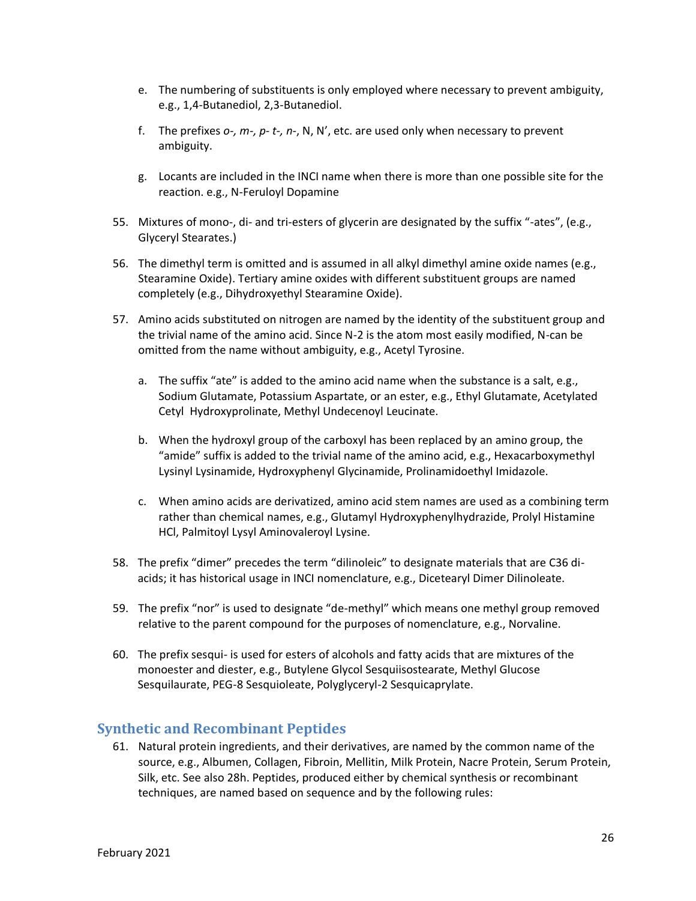e. The numbering of substituents is only employed where necessary to prevent ambiguity, e.g., 1,4-Butanediol, 2,3-Butanediol.

f. The prefixes *o-, m-, p- t-, n-*, N, N', etc. are used only when necessary to prevent ambiguity.

g. Locants are included in the INCI name when there is more than one possible site for the reaction. e.g., N-Feruloyl Dopamine

55. Mixtures of mono-, di- and tri-esters of glycerin are designated by the suffix "-ates", (e.g., Glyceryl Stearates.)

56. The dimethyl term is omitted and is assumed in all alkyl dimethyl amine oxide names (e.g., Stearamine Oxide). Tertiary amine oxides with different substituent groups are named completely (e.g., Dihydroxyethyl Stearamine Oxide).

57. Amino acids substituted on nitrogen are named by the identity of the substituent group and the trivial name of the amino acid. Since N-2 is the atom most easily modified, N-can be omitted from the name without ambiguity, e.g., Acetyl Tyrosine.

    a. The suffix "ate" is added to the amino acid name when the substance is a salt, e.g., Sodium Glutamate, Potassium Aspartate, or an ester, e.g., Ethyl Glutamate, Acetylated Cetyl Hydroxyprolinate, Methyl Undecenoyl Leucinate.

    b. When the hydroxyl group of the carboxyl has been replaced by an amino group, the "amide" suffix is added to the trivial name of the amino acid, e.g., Hexacarboxymethyl Lysinyl Lysinamide, Hydroxyphenyl Glycinamide, Prolinamidoethyl Imidazole.

    c. When amino acids are derivatized, amino acid stem names are used as a combining term rather than chemical names, e.g., Glutamyl Hydroxyphenylhydrazide, Prolyl Histamine HCl, Palmitoyl Lysyl Aminovaleroyl Lysine.

58. The prefix "dimer" precedes the term "dilinoleic" to designate materials that are C36 di-acids; it has historical usage in INCI nomenclature, e.g., Dicetearyl Dimer Dilinoleate.

59. The prefix "nor" is used to designate "de-methyl" which means one methyl group removed relative to the parent compound for the purposes of nomenclature, e.g., Norvaline.

60. The prefix sesqui- is used for esters of alcohols and fatty acids that are mixtures of the monoester and diester, e.g., Butylene Glycol Sesquiisostearate, Methyl Glucose Sesquilaurate, PEG-8 Sesquioleate, Polyglyceryl-2 Sesquicaprylate.

## Synthetic and Recombinant Peptides

61. Natural protein ingredients, and their derivatives, are named by the common name of the source, e.g., Albumen, Collagen, Fibroin, Mellitin, Milk Protein, Nacre Protein, Serum Protein, Silk, etc. See also 28h. Peptides, produced either by chemical synthesis or recombinant techniques, are named based on sequence and by the following rules: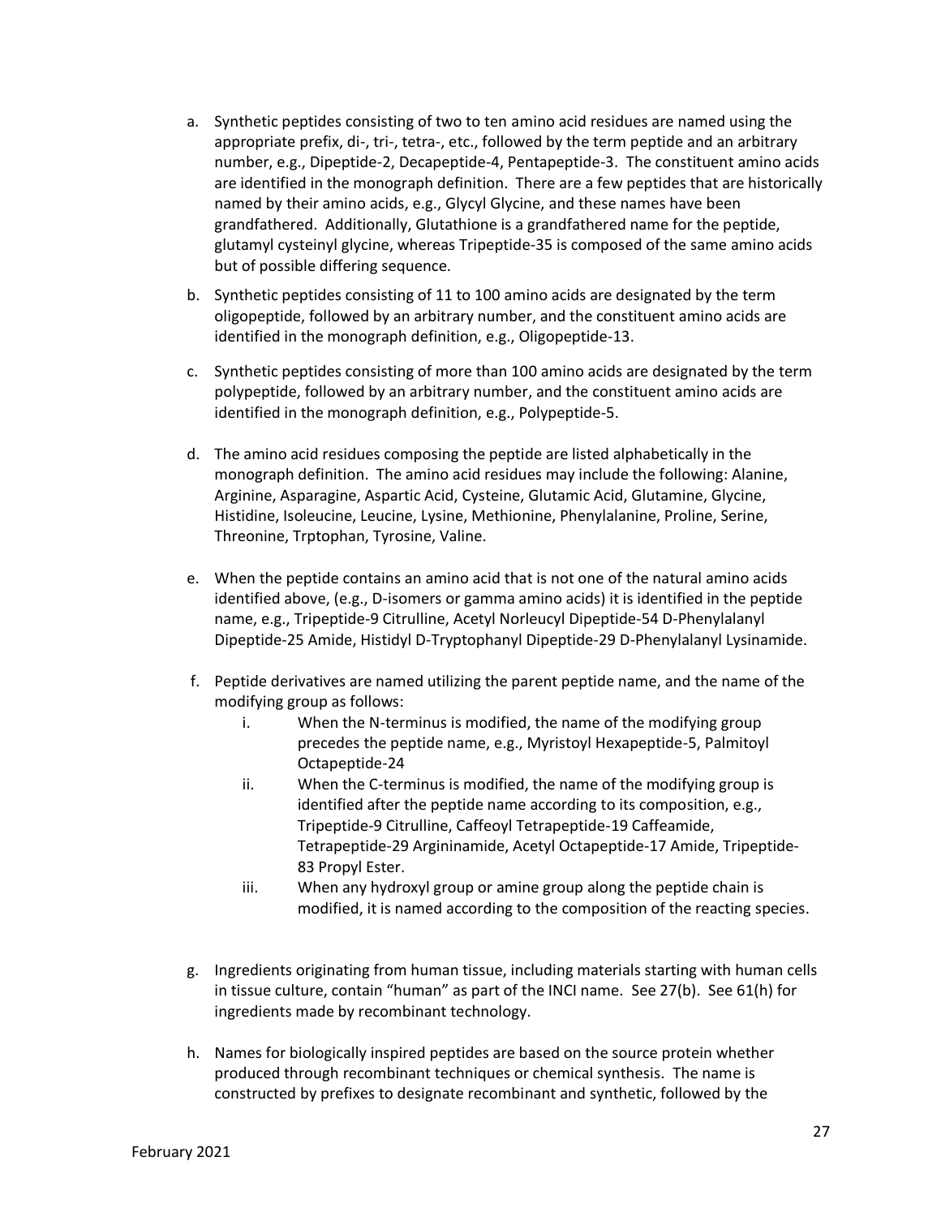a. Synthetic peptides consisting of two to ten amino acid residues are named using the appropriate prefix, di-, tri-, tetra-, etc., followed by the term peptide and an arbitrary number, e.g., Dipeptide-2, Decapeptide-4, Pentapeptide-3. The constituent amino acids are identified in the monograph definition. There are a few peptides that are historically named by their amino acids, e.g., Glycyl Glycine, and these names have been grandfathered. Additionally, Glutathione is a grandfathered name for the peptide, glutamyl cysteinyl glycine, whereas Tripeptide-35 is composed of the same amino acids but of possible differing sequence.

b. Synthetic peptides consisting of 11 to 100 amino acids are designated by the term oligopeptide, followed by an arbitrary number, and the constituent amino acids are identified in the monograph definition, e.g., Oligopeptide-13.

c. Synthetic peptides consisting of more than 100 amino acids are designated by the term polypeptide, followed by an arbitrary number, and the constituent amino acids are identified in the monograph definition, e.g., Polypeptide-5.

d. The amino acid residues composing the peptide are listed alphabetically in the monograph definition. The amino acid residues may include the following: Alanine, Arginine, Asparagine, Aspartic Acid, Cysteine, Glutamic Acid, Glutamine, Glycine, Histidine, Isoleucine, Leucine, Lysine, Methionine, Phenylalanine, Proline, Serine, Threonine, Trptophan, Tyrosine, Valine.

e. When the peptide contains an amino acid that is not one of the natural amino acids identified above, (e.g., D-isomers or gamma amino acids) it is identified in the peptide name, e.g., Tripeptide-9 Citrulline, Acetyl Norleucyl Dipeptide-54 D-Phenylalanyl Dipeptide-25 Amide, Histidyl D-Tryptophanyl Dipeptide-29 D-Phenylalanyl Lysinamide.

f. Peptide derivatives are named utilizing the parent peptide name, and the name of the modifying group as follows:
   i. When the N-terminus is modified, the name of the modifying group precedes the peptide name, e.g., Myristoyl Hexapeptide-5, Palmitoyl Octapeptide-24
   ii. When the C-terminus is modified, the name of the modifying group is identified after the peptide name according to its composition, e.g., Tripeptide-9 Citrulline, Caffeoyl Tetrapeptide-19 Caffeamide, Tetrapeptide-29 Argininamide, Acetyl Octapeptide-17 Amide, Tripeptide-83 Propyl Ester.
   iii. When any hydroxyl group or amine group along the peptide chain is modified, it is named according to the composition of the reacting species.

g. Ingredients originating from human tissue, including materials starting with human cells in tissue culture, contain "human" as part of the INCI name. See 27(b). See 61(h) for ingredients made by recombinant technology.

h. Names for biologically inspired peptides are based on the source protein whether produced through recombinant techniques or chemical synthesis. The name is constructed by prefixes to designate recombinant and synthetic, followed by the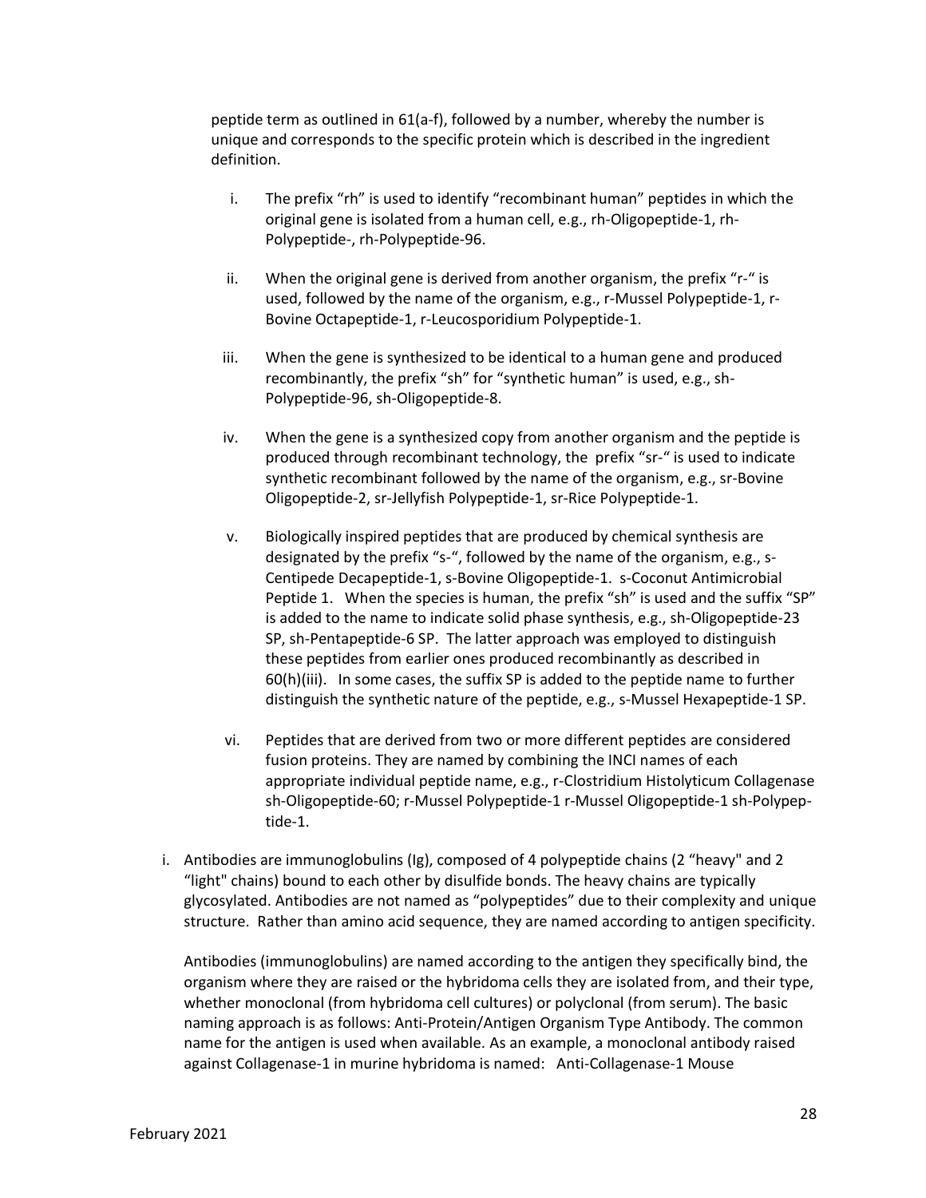peptide term as outlined in 61(a-f), followed by a number, whereby the number is unique and corresponds to the specific protein which is described in the ingredient definition.

i. The prefix “rh” is used to identify “recombinant human” peptides in which the original gene is isolated from a human cell, e.g., rh-Oligopeptide-1, rh-Polypeptide-, rh-Polypeptide-96.

ii. When the original gene is derived from another organism, the prefix “r-“ is used, followed by the name of the organism, e.g., r-Mussel Polypeptide-1, r-Bovine Octapeptide-1, r-Leucosporidium Polypeptide-1.

iii. When the gene is synthesized to be identical to a human gene and produced recombinantly, the prefix “sh” for “synthetic human” is used, e.g., sh-Polypeptide-96, sh-Oligopeptide-8.

iv. When the gene is a synthesized copy from another organism and the peptide is produced through recombinant technology, the prefix “sr-“ is used to indicate synthetic recombinant followed by the name of the organism, e.g., sr-Bovine Oligopeptide-2, sr-Jellyfish Polypeptide-1, sr-Rice Polypeptide-1.

v. Biologically inspired peptides that are produced by chemical synthesis are designated by the prefix “s-“, followed by the name of the organism, e.g., s-Centipede Decapeptide-1, s-Bovine Oligopeptide-1. s-Coconut Antimicrobial Peptide 1. When the species is human, the prefix “sh” is used and the suffix “SP” is added to the name to indicate solid phase synthesis, e.g., sh-Oligopeptide-23 SP, sh-Pentapeptide-6 SP. The latter approach was employed to distinguish these peptides from earlier ones produced recombinantly as described in 60(h)(iii). In some cases, the suffix SP is added to the peptide name to further distinguish the synthetic nature of the peptide, e.g., s-Mussel Hexapeptide-1 SP.

vi. Peptides that are derived from two or more different peptides are considered fusion proteins. They are named by combining the INCI names of each appropriate individual peptide name, e.g., r-Clostridium Histolyticum Collagenase sh-Oligopeptide-60; r-Mussel Polypeptide-1 r-Mussel Oligopeptide-1 sh-Polypeptide-1.

i. Antibodies are immunoglobulins (Ig), composed of 4 polypeptide chains (2 “heavy" and 2 “light" chains) bound to each other by disulfide bonds. The heavy chains are typically glycosylated. Antibodies are not named as “polypeptides” due to their complexity and unique structure. Rather than amino acid sequence, they are named according to antigen specificity.

Antibodies (immunoglobulins) are named according to the antigen they specifically bind, the organism where they are raised or the hybridoma cells they are isolated from, and their type, whether monoclonal (from hybridoma cell cultures) or polyclonal (from serum). The basic naming approach is as follows: Anti-Protein/Antigen Organism Type Antibody. The common name for the antigen is used when available. As an example, a monoclonal antibody raised against Collagenase-1 in murine hybridoma is named: Anti-Collagenase-1 Mouse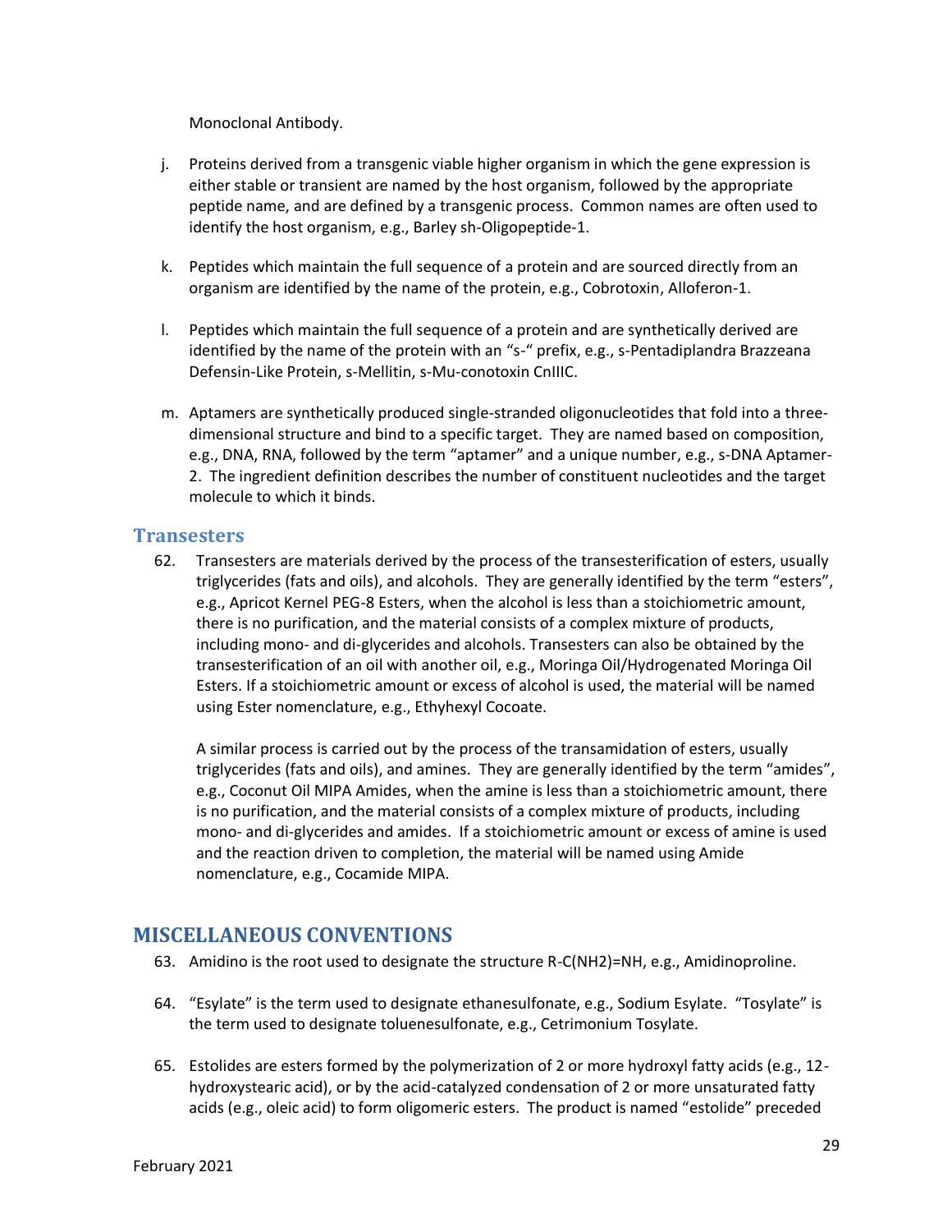Monoclonal Antibody.

j. Proteins derived from a transgenic viable higher organism in which the gene expression is either stable or transient are named by the host organism, followed by the appropriate peptide name, and are defined by a transgenic process. Common names are often used to identify the host organism, e.g., Barley sh-Oligopeptide-1.

k. Peptides which maintain the full sequence of a protein and are sourced directly from an organism are identified by the name of the protein, e.g., Cobrotoxin, Alloferon-1.

l. Peptides which maintain the full sequence of a protein and are synthetically derived are identified by the name of the protein with an "s-" prefix, e.g., s-Pentadiplandra Brazzeana Defensin-Like Protein, s-Mellitin, s-Mu-conotoxin CnIIIC.

m. Aptamers are synthetically produced single-stranded oligonucleotides that fold into a three-dimensional structure and bind to a specific target. They are named based on composition, e.g., DNA, RNA, followed by the term "aptamer" and a unique number, e.g., s-DNA Aptamer-2. The ingredient definition describes the number of constituent nucleotides and the target molecule to which it binds.

### Transesters

62. Transesters are materials derived by the process of the transesterification of esters, usually triglycerides (fats and oils), and alcohols. They are generally identified by the term "esters", e.g., Apricot Kernel PEG-8 Esters, when the alcohol is less than a stoichiometric amount, there is no purification, and the material consists of a complex mixture of products, including mono- and di-glycerides and alcohols. Transesters can also be obtained by the transesterification of an oil with another oil, e.g., Moringa Oil/Hydrogenated Moringa Oil Esters. If a stoichiometric amount or excess of alcohol is used, the material will be named using Ester nomenclature, e.g., Ethyhexyl Cocoate.

    A similar process is carried out by the process of the transamidation of esters, usually triglycerides (fats and oils), and amines. They are generally identified by the term "amides", e.g., Coconut Oil MIPA Amides, when the amine is less than a stoichiometric amount, there is no purification, and the material consists of a complex mixture of products, including mono- and di-glycerides and amides. If a stoichiometric amount or excess of amine is used and the reaction driven to completion, the material will be named using Amide nomenclature, e.g., Cocamide MIPA.

## MISCELLANEOUS CONVENTIONS

63. Amidino is the root used to designate the structure R-C(NH2)=NH, e.g., Amidinoproline.

64. "Esylate" is the term used to designate ethanesulfonate, e.g., Sodium Esylate. "Tosylate" is the term used to designate toluenesulfonate, e.g., Cetrimonium Tosylate.

65. Estolides are esters formed by the polymerization of 2 or more hydroxyl fatty acids (e.g., 12-hydroxystearic acid), or by the acid-catalyzed condensation of 2 or more unsaturated fatty acids (e.g., oleic acid) to form oligomeric esters. The product is named "estolide" preceded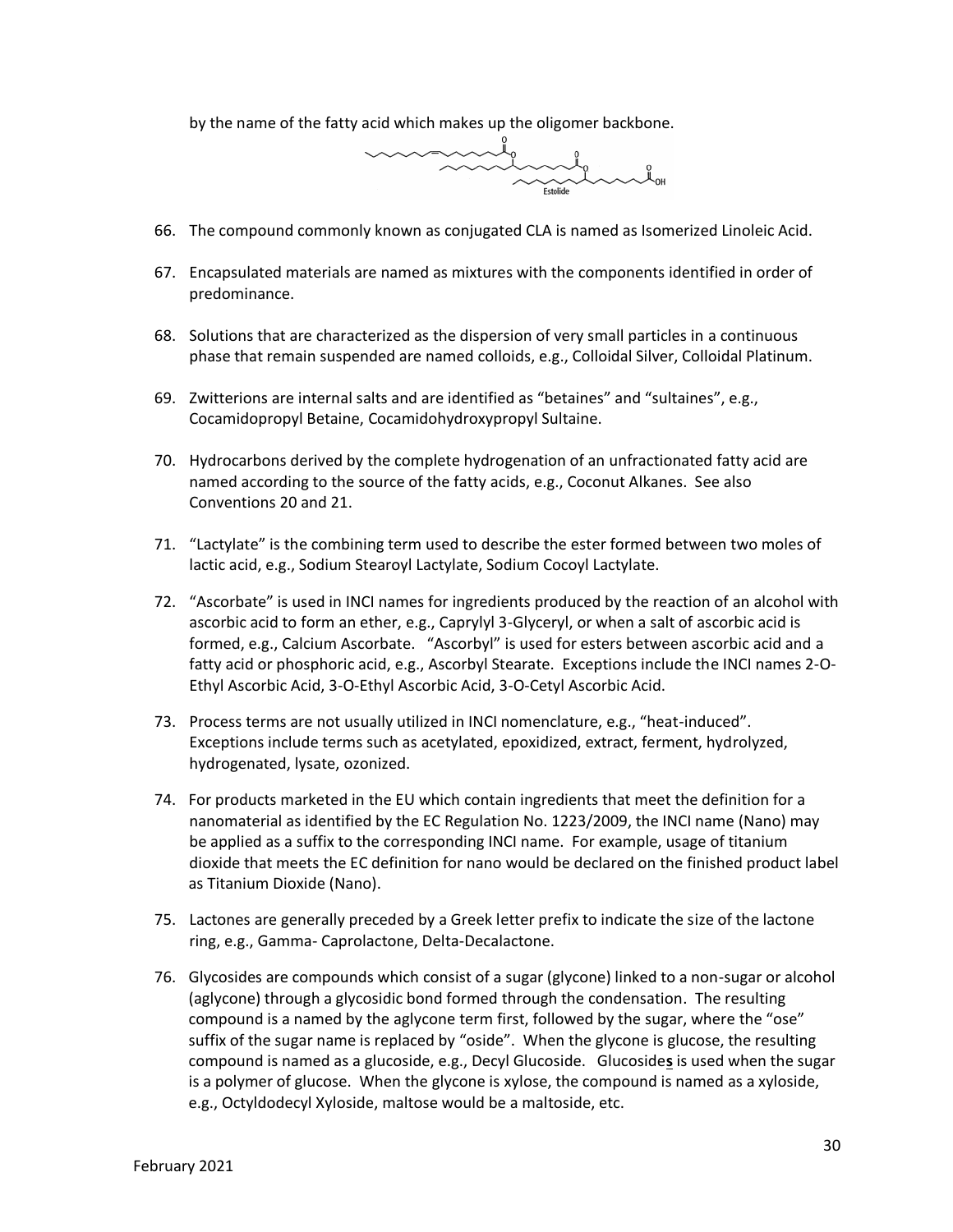by the name of the fatty acid which makes up the oligomer backbone.

66. The compound commonly known as conjugated CLA is named as Isomerized Linoleic Acid.

67. Encapsulated materials are named as mixtures with the components identified in order of predominance.

68. Solutions that are characterized as the dispersion of very small particles in a continuous phase that remain suspended are named colloids, e.g., Colloidal Silver, Colloidal Platinum.

69. Zwitterions are internal salts and are identified as "betaines" and "sultaines", e.g., Cocamidopropyl Betaine, Cocamidohydroxypropyl Sultaine.

70. Hydrocarbons derived by the complete hydrogenation of an unfractionated fatty acid are named according to the source of the fatty acids, e.g., Coconut Alkanes. See also Conventions 20 and 21.

71. "Lactylate" is the combining term used to describe the ester formed between two moles of lactic acid, e.g., Sodium Stearoyl Lactylate, Sodium Cocoyl Lactylate.

72. "Ascorbate" is used in INCI names for ingredients produced by the reaction of an alcohol with ascorbic acid to form an ether, e.g., Caprylyl 3-Glyceryl, or when a salt of ascorbic acid is formed, e.g., Calcium Ascorbate. "Ascorbyl" is used for esters between ascorbic acid and a fatty acid or phosphoric acid, e.g., Ascorbyl Stearate. Exceptions include the INCI names 2-O-Ethyl Ascorbic Acid, 3-O-Ethyl Ascorbic Acid, 3-O-Cetyl Ascorbic Acid.

73. Process terms are not usually utilized in INCI nomenclature, e.g., "heat-induced". Exceptions include terms such as acetylated, epoxidized, extract, ferment, hydrolyzed, hydrogenated, lysate, ozonized.

74. For products marketed in the EU which contain ingredients that meet the definition for a nanomaterial as identified by the EC Regulation No. 1223/2009, the INCI name (Nano) may be applied as a suffix to the corresponding INCI name. For example, usage of titanium dioxide that meets the EC definition for nano would be declared on the finished product label as Titanium Dioxide (Nano).

75. Lactones are generally preceded by a Greek letter prefix to indicate the size of the lactone ring, e.g., Gamma- Caprolactone, Delta-Decalactone.

76. Glycosides are compounds which consist of a sugar (glycone) linked to a non-sugar or alcohol (aglycone) through a glycosidic bond formed through the condensation. The resulting compound is a named by the aglycone term first, followed by the sugar, where the "ose" suffix of the sugar name is replaced by "oside". When the glycone is glucose, the resulting compound is named as a glucoside, e.g., Decyl Glucoside. Glucoside**s** is used when the sugar is a polymer of glucose. When the glycone is xylose, the compound is named as a xyloside, e.g., Octyldodecyl Xyloside, maltose would be a maltoside, etc.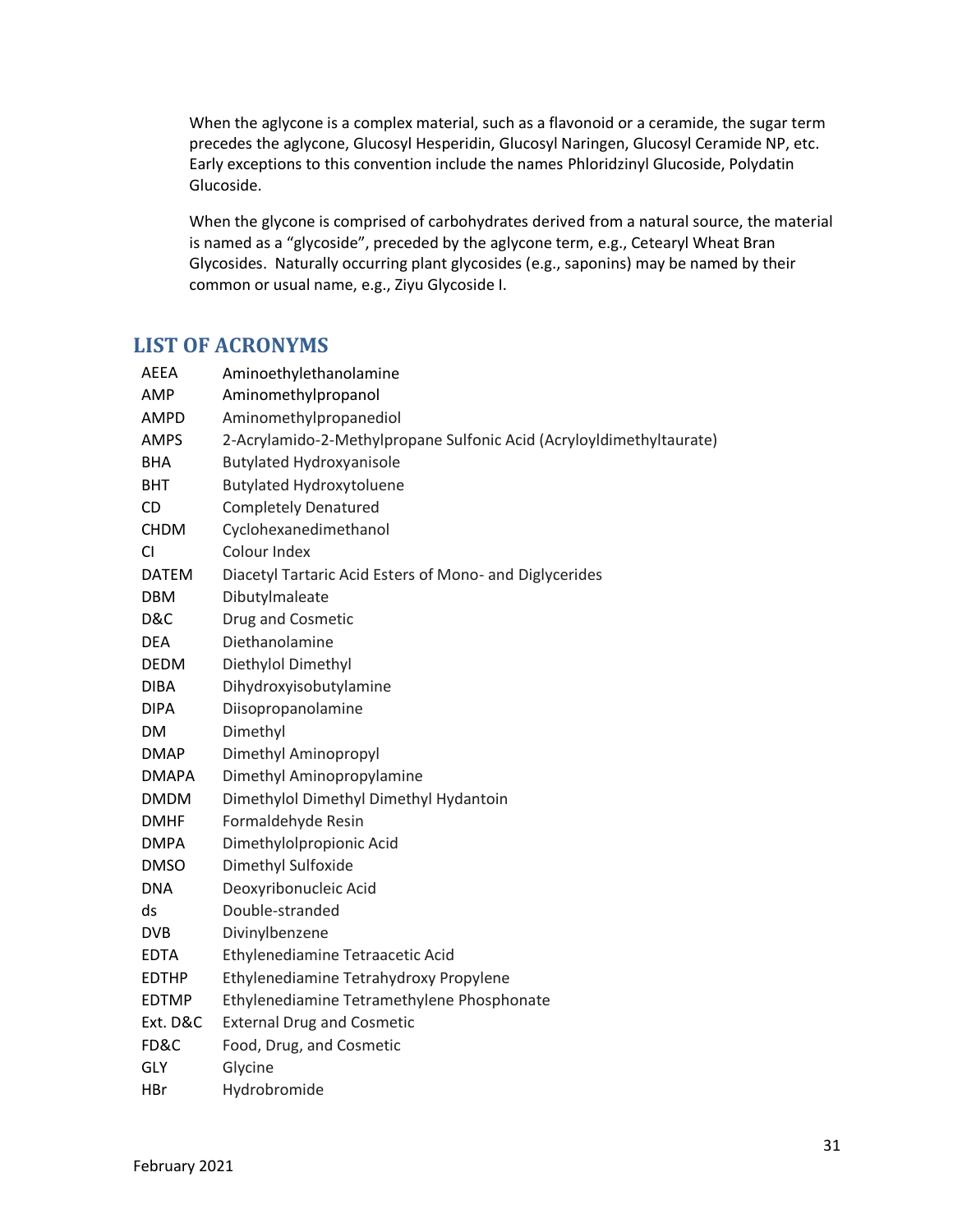When the aglycone is a complex material, such as a flavonoid or a ceramide, the sugar term precedes the aglycone, Glucosyl Hesperidin, Glucosyl Naringen, Glucosyl Ceramide NP, etc. Early exceptions to this convention include the names Phloridzinyl Glucoside, Polydatin Glucoside.

When the glycone is comprised of carbohydrates derived from a natural source, the material is named as a "glycoside", preceded by the aglycone term, e.g., Cetearyl Wheat Bran Glycosides. Naturally occurring plant glycosides (e.g., saponins) may be named by their common or usual name, e.g., Ziyu Glycoside I.

## LIST OF ACRONYMS

| | |
|---|---|
| AEEA | Aminoethylethanolamine |
| AMP | Aminomethylpropanol |
| AMPD | Aminomethylpropanediol |
| AMPS | 2-Acrylamido-2-Methylpropane Sulfonic Acid (Acryloyldimethyltaurate) |
| BHA | Butylated Hydroxyanisole |
| BHT | Butylated Hydroxytoluene |
| CD | Completely Denatured |
| CHDM | Cyclohexanedimethanol |
| CI | Colour Index |
| DATEM | Diacetyl Tartaric Acid Esters of Mono- and Diglycerides |
| DBM | Dibutylmaleate |
| D&C | Drug and Cosmetic |
| DEA | Diethanolamine |
| DEDM | Diethylol Dimethyl |
| DIBA | Dihydroxyisobutylamine |
| DIPA | Diisopropanolamine |
| DM | Dimethyl |
| DMAP | Dimethyl Aminopropyl |
| DMAPA | Dimethyl Aminopropylamine |
| DMDM | Dimethylol Dimethyl Dimethyl Hydantoin |
| DMHF | Formaldehyde Resin |
| DMPA | Dimethylolpropionic Acid |
| DMSO | Dimethyl Sulfoxide |
| DNA | Deoxyribonucleic Acid |
| ds | Double-stranded |
| DVB | Divinylbenzene |
| EDTA | Ethylenediamine Tetraacetic Acid |
| EDTHP | Ethylenediamine Tetrahydroxy Propylene |
| EDTMP | Ethylenediamine Tetramethylene Phosphonate |
| Ext. D&C | External Drug and Cosmetic |
| FD&C | Food, Drug, and Cosmetic |
| GLY | Glycine |
| HBr | Hydrobromide |

February 2021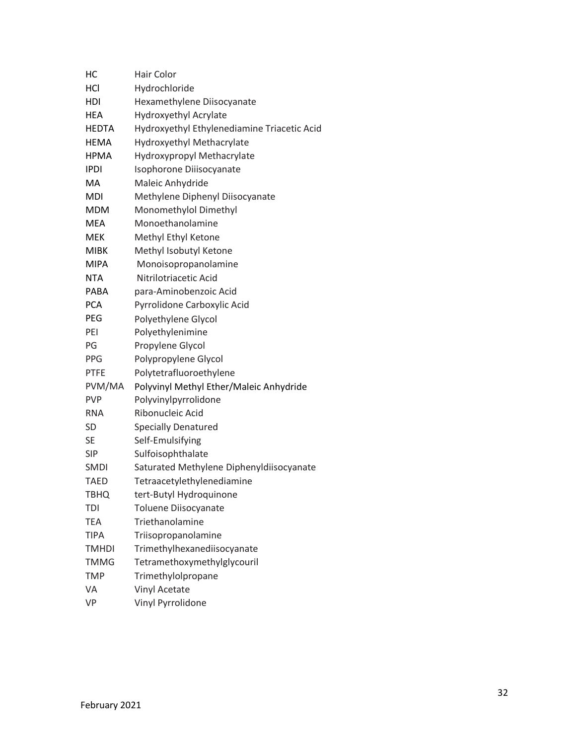| | |
|---|---|
| HC | Hair Color |
| HCl | Hydrochloride |
| HDI | Hexamethylene Diisocyanate |
| HEA | Hydroxyethyl Acrylate |
| HEDTA | Hydroxyethyl Ethylenediamine Triacetic Acid |
| HEMA | Hydroxyethyl Methacrylate |
| HPMA | Hydroxypropyl Methacrylate |
| IPDI | Isophorone Diiisocyanate |
| MA | Maleic Anhydride |
| MDI | Methylene Diphenyl Diisocyanate |
| MDM | Monomethylol Dimethyl |
| MEA | Monoethanolamine |
| MEK | Methyl Ethyl Ketone |
| MIBK | Methyl Isobutyl Ketone |
| MIPA | Monoisopropanolamine |
| NTA | Nitrilotriacetic Acid |
| PABA | para-Aminobenzoic Acid |
| PCA | Pyrrolidone Carboxylic Acid |
| PEG | Polyethylene Glycol |
| PEI | Polyethylenimine |
| PG | Propylene Glycol |
| PPG | Polypropylene Glycol |
| PTFE | Polytetrafluoroethylene |
| PVM/MA | Polyvinyl Methyl Ether/Maleic Anhydride |
| PVP | Polyvinylpyrrolidone |
| RNA | Ribonucleic Acid |
| SD | Specially Denatured |
| SE | Self-Emulsifying |
| SIP | Sulfoisophthalate |
| SMDI | Saturated Methylene Diphenyldiisocyanate |
| TAED | Tetraacetylethylenediamine |
| TBHQ | tert-Butyl Hydroquinone |
| TDI | Toluene Diisocyanate |
| TEA | Triethanolamine |
| TIPA | Triisopropanolamine |
| TMHDI | Trimethylhexanediisocyanate |
| TMMG | Tetramethoxymethylglycouril |
| TMP | Trimethylolpropane |
| VA | Vinyl Acetate |
| VP | Vinyl Pyrrolidone |

February 2021